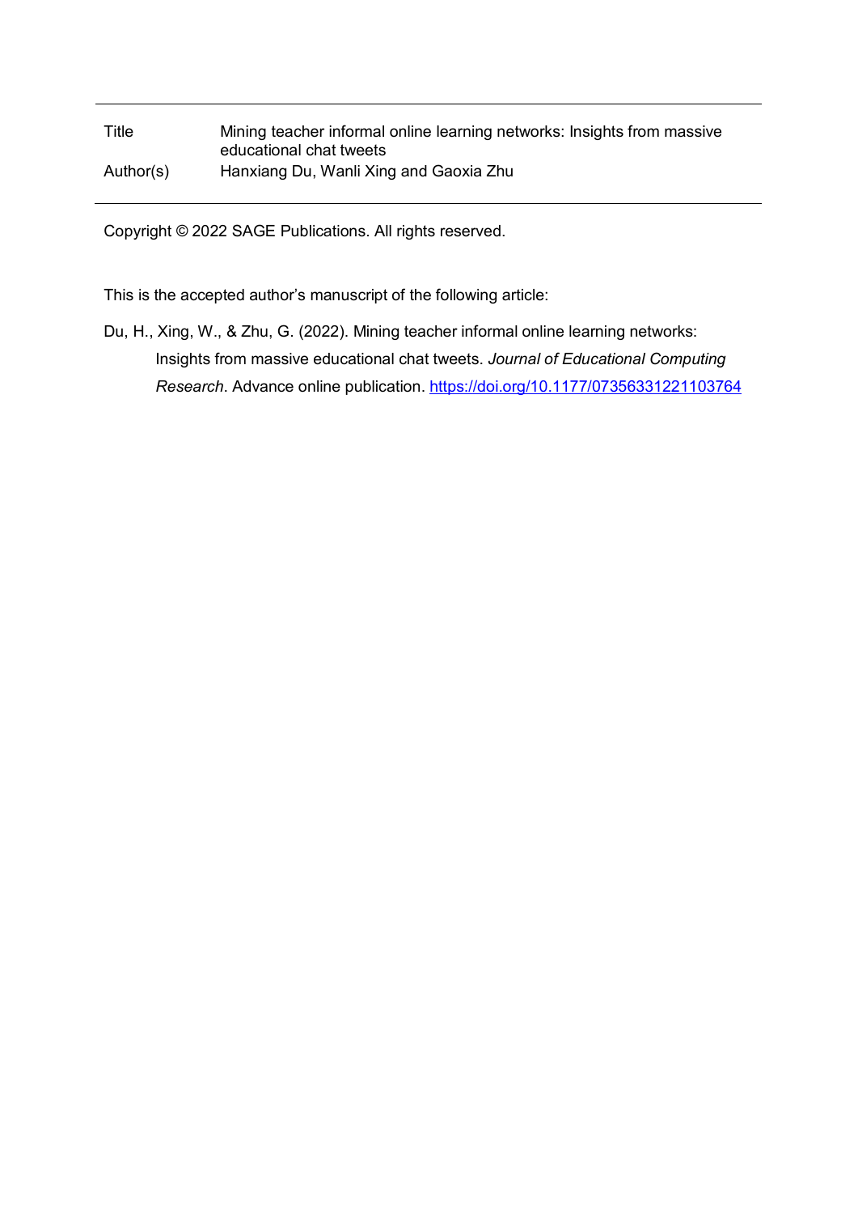| | |
|---|---|
| Title | Mining teacher informal online learning networks: Insights from massive educational chat tweets |
| Author(s) | Hanxiang Du, Wanli Xing and Gaoxia Zhu |

Copyright © 2022 SAGE Publications. All rights reserved.

This is the accepted author's manuscript of the following article:

Du, H., Xing, W., & Zhu, G. (2022). Mining teacher informal online learning networks: Insights from massive educational chat tweets. *Journal of Educational Computing Research*. Advance online publication. https://doi.org/10.1177/07356331221103764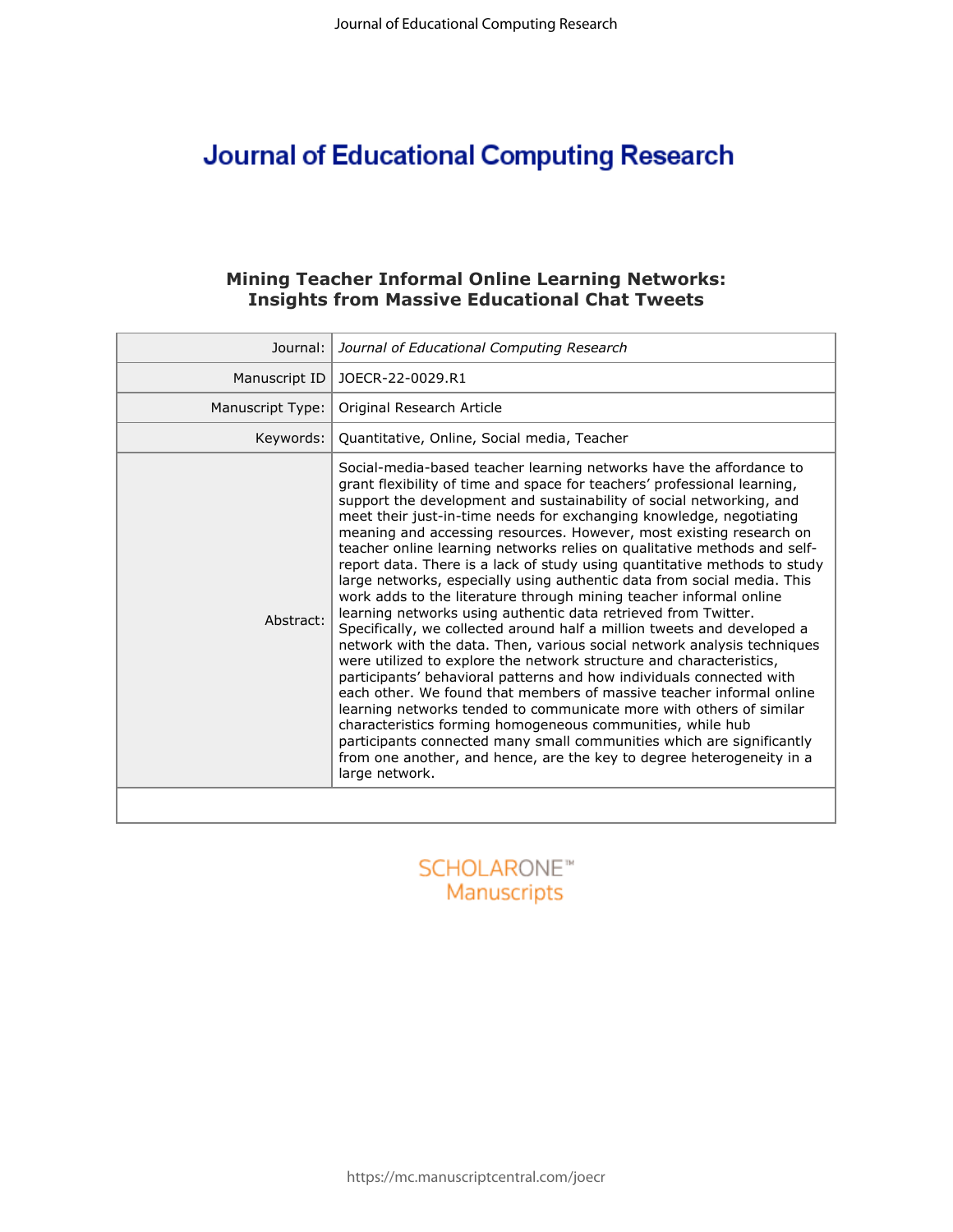# Journal of Educational Computing Research

## Mining Teacher Informal Online Learning Networks: Insights from Massive Educational Chat Tweets

| | |
|---|---|
| Journal: | *Journal of Educational Computing Research* |
| Manuscript ID | JOECR-22-0029.R1 |
| Manuscript Type: | Original Research Article |
| Keywords: | Quantitative, Online, Social media, Teacher |
| Abstract: | Social-media-based teacher learning networks have the affordance to grant flexibility of time and space for teachers' professional learning, support the development and sustainability of social networking, and meet their just-in-time needs for exchanging knowledge, negotiating meaning and accessing resources. However, most existing research on teacher online learning networks relies on qualitative methods and self-report data. There is a lack of study using quantitative methods to study large networks, especially using authentic data from social media. This work adds to the literature through mining teacher informal online learning networks using authentic data retrieved from Twitter. Specifically, we collected around half a million tweets and developed a network with the data. Then, various social network analysis techniques were utilized to explore the network structure and characteristics, participants' behavioral patterns and how individuals connected with each other. We found that members of massive teacher informal online learning networks tended to communicate more with others of similar characteristics forming homogeneous communities, while hub participants connected many small communities which are significantly from one another, and hence, are the key to degree heterogeneity in a large network. |

SCHOLARONE™ Manuscripts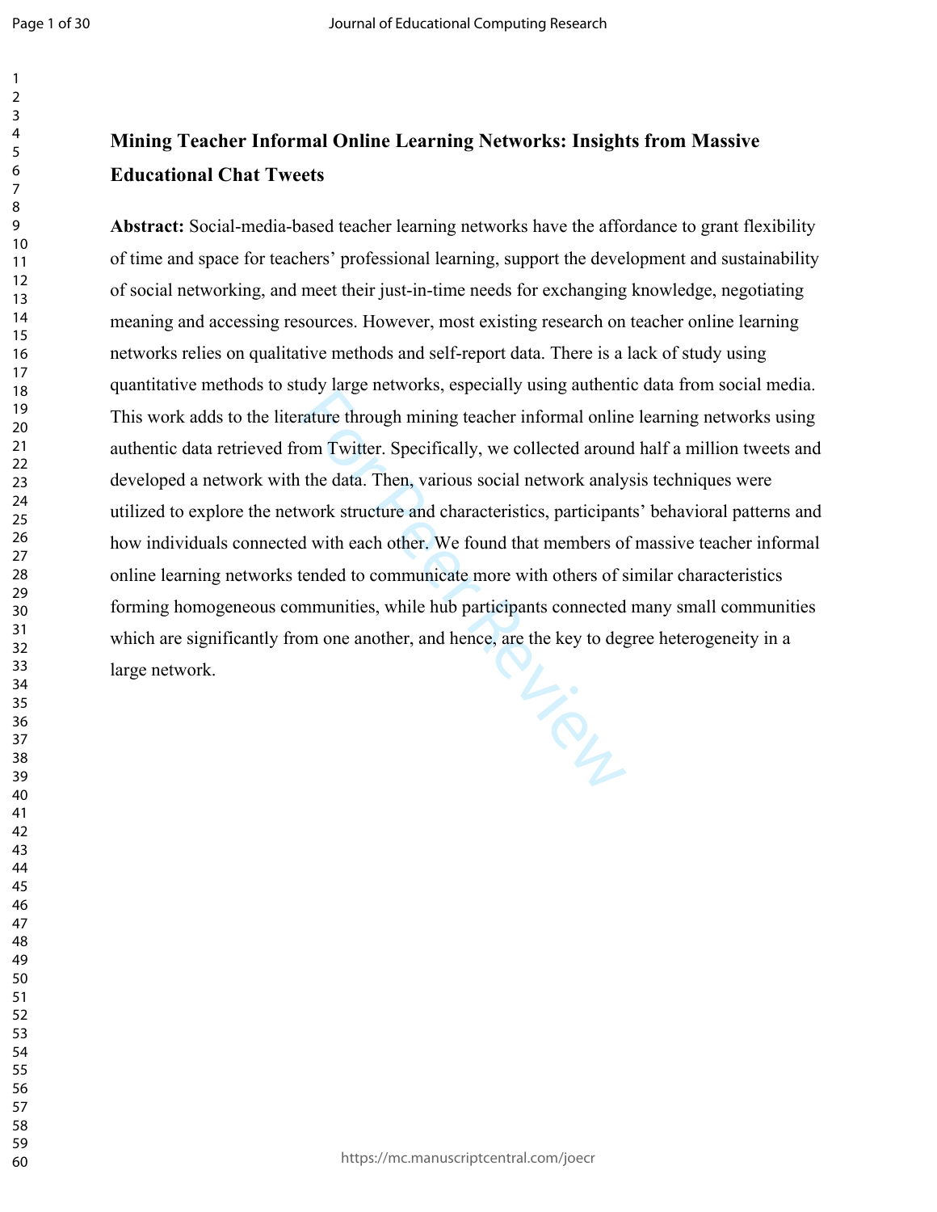# Mining Teacher Informal Online Learning Networks: Insights from Massive Educational Chat Tweets

**Abstract:** Social-media-based teacher learning networks have the affordance to grant flexibility of time and space for teachers' professional learning, support the development and sustainability of social networking, and meet their just-in-time needs for exchanging knowledge, negotiating meaning and accessing resources. However, most existing research on teacher online learning networks relies on qualitative methods and self-report data. There is a lack of study using quantitative methods to study large networks, especially using authentic data from social media. This work adds to the literature through mining teacher informal online learning networks using authentic data retrieved from Twitter. Specifically, we collected around half a million tweets and developed a network with the data. Then, various social network analysis techniques were utilized to explore the network structure and characteristics, participants' behavioral patterns and how individuals connected with each other. We found that members of massive teacher informal online learning networks tended to communicate more with others of similar characteristics forming homogeneous communities, while hub participants connected many small communities which are significantly from one another, and hence, are the key to degree heterogeneity in a large network.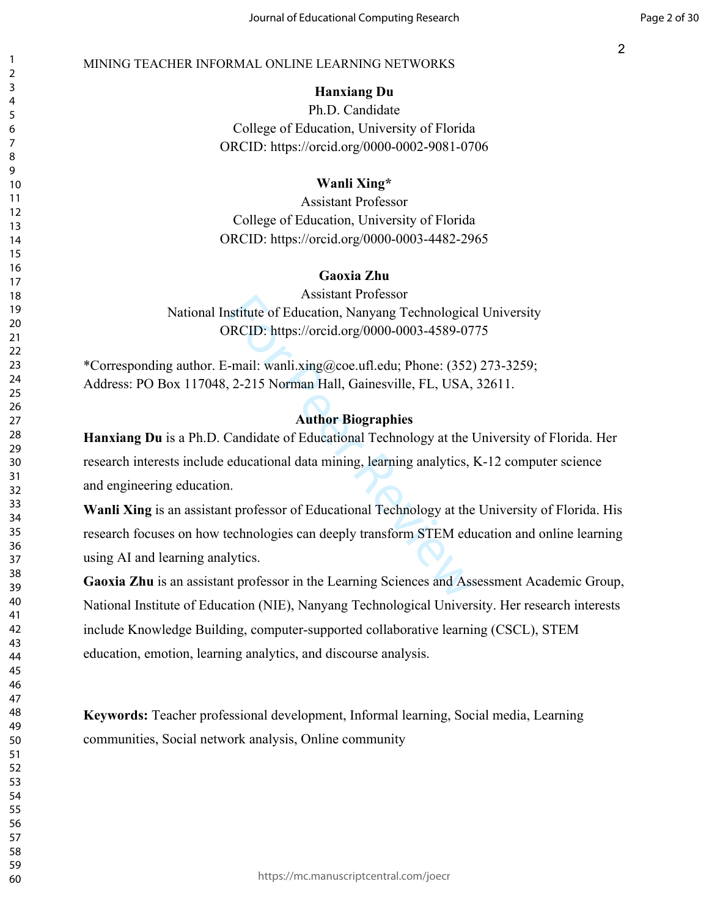MINING TEACHER INFORMAL ONLINE LEARNING NETWORKS

**Hanxiang Du**

Ph.D. Candidate

College of Education, University of Florida

ORCID: https://orcid.org/0000-0002-9081-0706

**Wanli Xing***

Assistant Professor

College of Education, University of Florida

ORCID: https://orcid.org/0000-0003-4482-2965

**Gaoxia Zhu**

Assistant Professor

National Institute of Education, Nanyang Technological University

ORCID: https://orcid.org/0000-0003-4589-0775

*Corresponding author. E-mail: wanli.xing@coe.ufl.edu; Phone: (352) 273-3259; Address: PO Box 117048, 2-215 Norman Hall, Gainesville, FL, USA, 32611.

**Author Biographies**

**Hanxiang Du** is a Ph.D. Candidate of Educational Technology at the University of Florida. Her research interests include educational data mining, learning analytics, K-12 computer science and engineering education.

**Wanli Xing** is an assistant professor of Educational Technology at the University of Florida. His research focuses on how technologies can deeply transform STEM education and online learning using AI and learning analytics.

**Gaoxia Zhu** is an assistant professor in the Learning Sciences and Assessment Academic Group, National Institute of Education (NIE), Nanyang Technological University. Her research interests include Knowledge Building, computer-supported collaborative learning (CSCL), STEM education, emotion, learning analytics, and discourse analysis.

**Keywords:** Teacher professional development, Informal learning, Social media, Learning communities, Social network analysis, Online community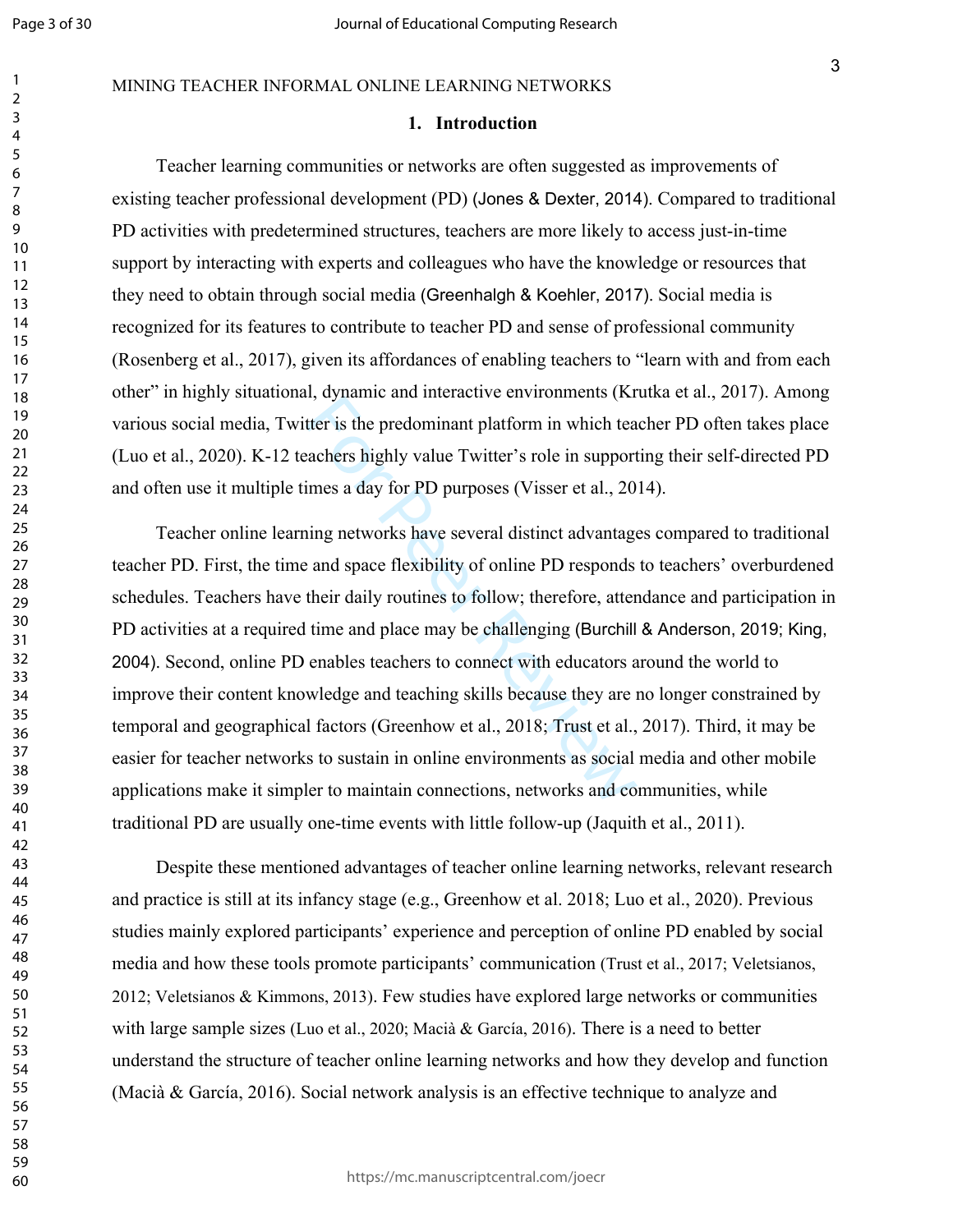MINING TEACHER INFORMAL ONLINE LEARNING NETWORKS

## 1. Introduction

Teacher learning communities or networks are often suggested as improvements of existing teacher professional development (PD) (Jones & Dexter, 2014). Compared to traditional PD activities with predetermined structures, teachers are more likely to access just-in-time support by interacting with experts and colleagues who have the knowledge or resources that they need to obtain through social media (Greenhalgh & Koehler, 2017). Social media is recognized for its features to contribute to teacher PD and sense of professional community (Rosenberg et al., 2017), given its affordances of enabling teachers to "learn with and from each other" in highly situational, dynamic and interactive environments (Krutka et al., 2017). Among various social media, Twitter is the predominant platform in which teacher PD often takes place (Luo et al., 2020). K-12 teachers highly value Twitter's role in supporting their self-directed PD and often use it multiple times a day for PD purposes (Visser et al., 2014).

Teacher online learning networks have several distinct advantages compared to traditional teacher PD. First, the time and space flexibility of online PD responds to teachers' overburdened schedules. Teachers have their daily routines to follow; therefore, attendance and participation in PD activities at a required time and place may be challenging (Burchill & Anderson, 2019; King, 2004). Second, online PD enables teachers to connect with educators around the world to improve their content knowledge and teaching skills because they are no longer constrained by temporal and geographical factors (Greenhow et al., 2018; Trust et al., 2017). Third, it may be easier for teacher networks to sustain in online environments as social media and other mobile applications make it simpler to maintain connections, networks and communities, while traditional PD are usually one-time events with little follow-up (Jaquith et al., 2011).

Despite these mentioned advantages of teacher online learning networks, relevant research and practice is still at its infancy stage (e.g., Greenhow et al. 2018; Luo et al., 2020). Previous studies mainly explored participants' experience and perception of online PD enabled by social media and how these tools promote participants' communication (Trust et al., 2017; Veletsianos, 2012; Veletsianos & Kimmons, 2013). Few studies have explored large networks or communities with large sample sizes (Luo et al., 2020; Macià & García, 2016). There is a need to better understand the structure of teacher online learning networks and how they develop and function (Macià & García, 2016). Social network analysis is an effective technique to analyze and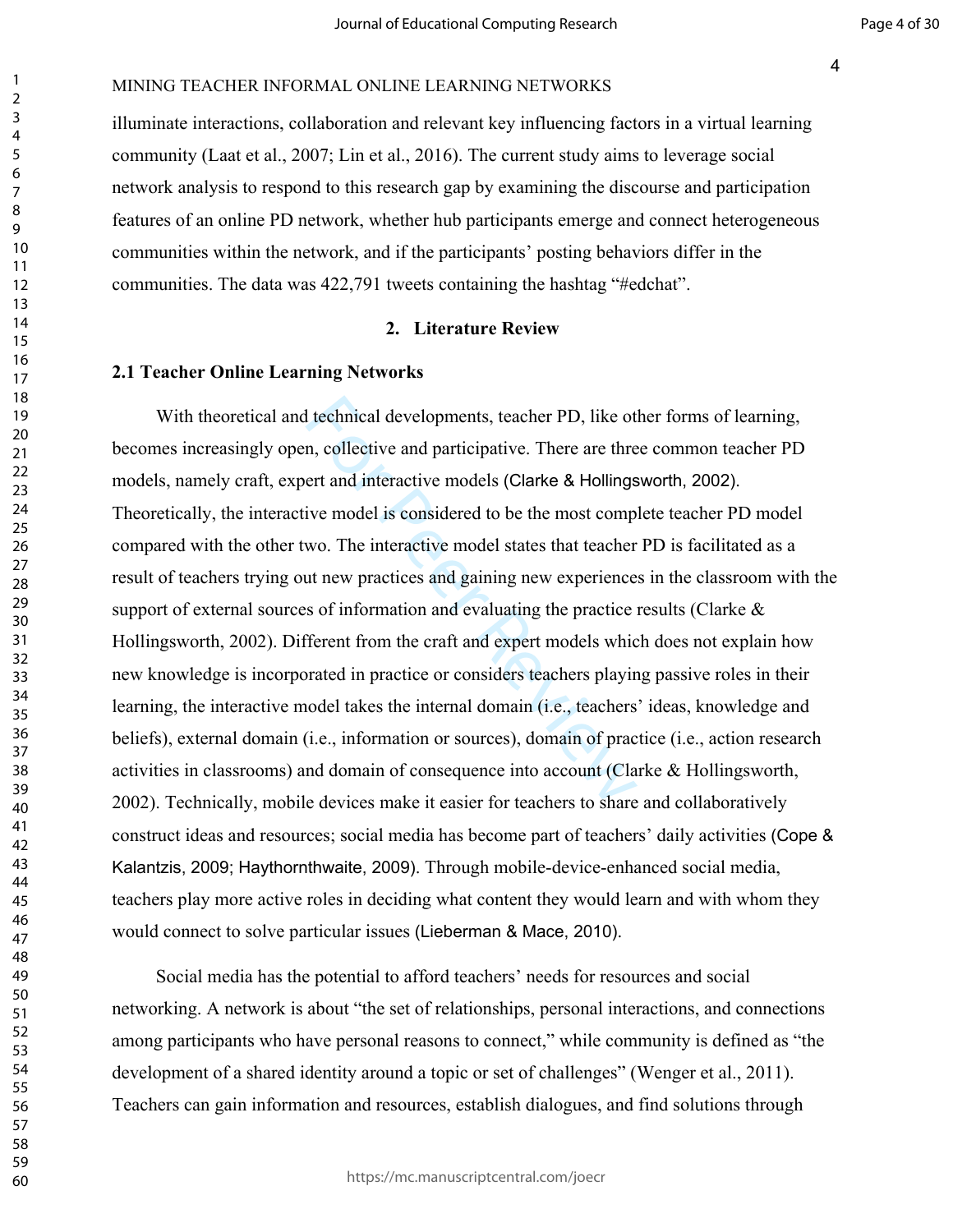illuminate interactions, collaboration and relevant key influencing factors in a virtual learning community (Laat et al., 2007; Lin et al., 2016). The current study aims to leverage social network analysis to respond to this research gap by examining the discourse and participation features of an online PD network, whether hub participants emerge and connect heterogeneous communities within the network, and if the participants' posting behaviors differ in the communities. The data was 422,791 tweets containing the hashtag "#edchat".

## 2. Literature Review

### 2.1 Teacher Online Learning Networks

With theoretical and technical developments, teacher PD, like other forms of learning, becomes increasingly open, collective and participative. There are three common teacher PD models, namely craft, expert and interactive models (Clarke & Hollingsworth, 2002). Theoretically, the interactive model is considered to be the most complete teacher PD model compared with the other two. The interactive model states that teacher PD is facilitated as a result of teachers trying out new practices and gaining new experiences in the classroom with the support of external sources of information and evaluating the practice results (Clarke & Hollingsworth, 2002). Different from the craft and expert models which does not explain how new knowledge is incorporated in practice or considers teachers playing passive roles in their learning, the interactive model takes the internal domain (i.e., teachers' ideas, knowledge and beliefs), external domain (i.e., information or sources), domain of practice (i.e., action research activities in classrooms) and domain of consequence into account (Clarke & Hollingsworth, 2002). Technically, mobile devices make it easier for teachers to share and collaboratively construct ideas and resources; social media has become part of teachers' daily activities (Cope & Kalantzis, 2009; Haythornthwaite, 2009). Through mobile-device-enhanced social media, teachers play more active roles in deciding what content they would learn and with whom they would connect to solve particular issues (Lieberman & Mace, 2010).

Social media has the potential to afford teachers' needs for resources and social networking. A network is about "the set of relationships, personal interactions, and connections among participants who have personal reasons to connect," while community is defined as "the development of a shared identity around a topic or set of challenges" (Wenger et al., 2011). Teachers can gain information and resources, establish dialogues, and find solutions through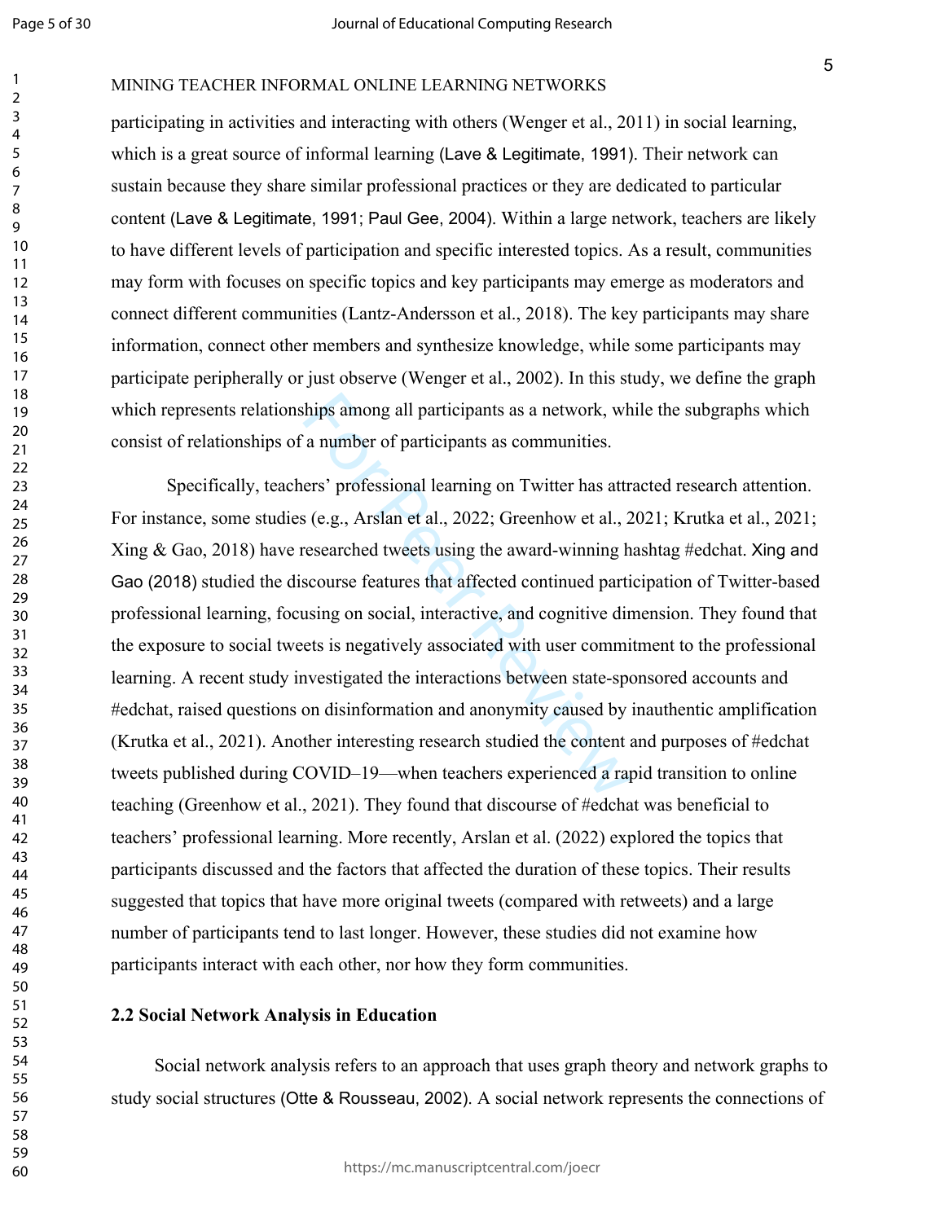participating in activities and interacting with others (Wenger et al., 2011) in social learning, which is a great source of informal learning (Lave & Legitimate, 1991). Their network can sustain because they share similar professional practices or they are dedicated to particular content (Lave & Legitimate, 1991; Paul Gee, 2004). Within a large network, teachers are likely to have different levels of participation and specific interested topics. As a result, communities may form with focuses on specific topics and key participants may emerge as moderators and connect different communities (Lantz-Andersson et al., 2018). The key participants may share information, connect other members and synthesize knowledge, while some participants may participate peripherally or just observe (Wenger et al., 2002). In this study, we define the graph which represents relationships among all participants as a network, while the subgraphs which consist of relationships of a number of participants as communities.

Specifically, teachers' professional learning on Twitter has attracted research attention. For instance, some studies (e.g., Arslan et al., 2022; Greenhow et al., 2021; Krutka et al., 2021; Xing & Gao, 2018) have researched tweets using the award-winning hashtag #edchat. Xing and Gao (2018) studied the discourse features that affected continued participation of Twitter-based professional learning, focusing on social, interactive, and cognitive dimension. They found that the exposure to social tweets is negatively associated with user commitment to the professional learning. A recent study investigated the interactions between state-sponsored accounts and #edchat, raised questions on disinformation and anonymity caused by inauthentic amplification (Krutka et al., 2021). Another interesting research studied the content and purposes of #edchat tweets published during COVID–19—when teachers experienced a rapid transition to online teaching (Greenhow et al., 2021). They found that discourse of #edchat was beneficial to teachers' professional learning. More recently, Arslan et al. (2022) explored the topics that participants discussed and the factors that affected the duration of these topics. Their results suggested that topics that have more original tweets (compared with retweets) and a large number of participants tend to last longer. However, these studies did not examine how participants interact with each other, nor how they form communities.

### 2.2 Social Network Analysis in Education

Social network analysis refers to an approach that uses graph theory and network graphs to study social structures (Otte & Rousseau, 2002). A social network represents the connections of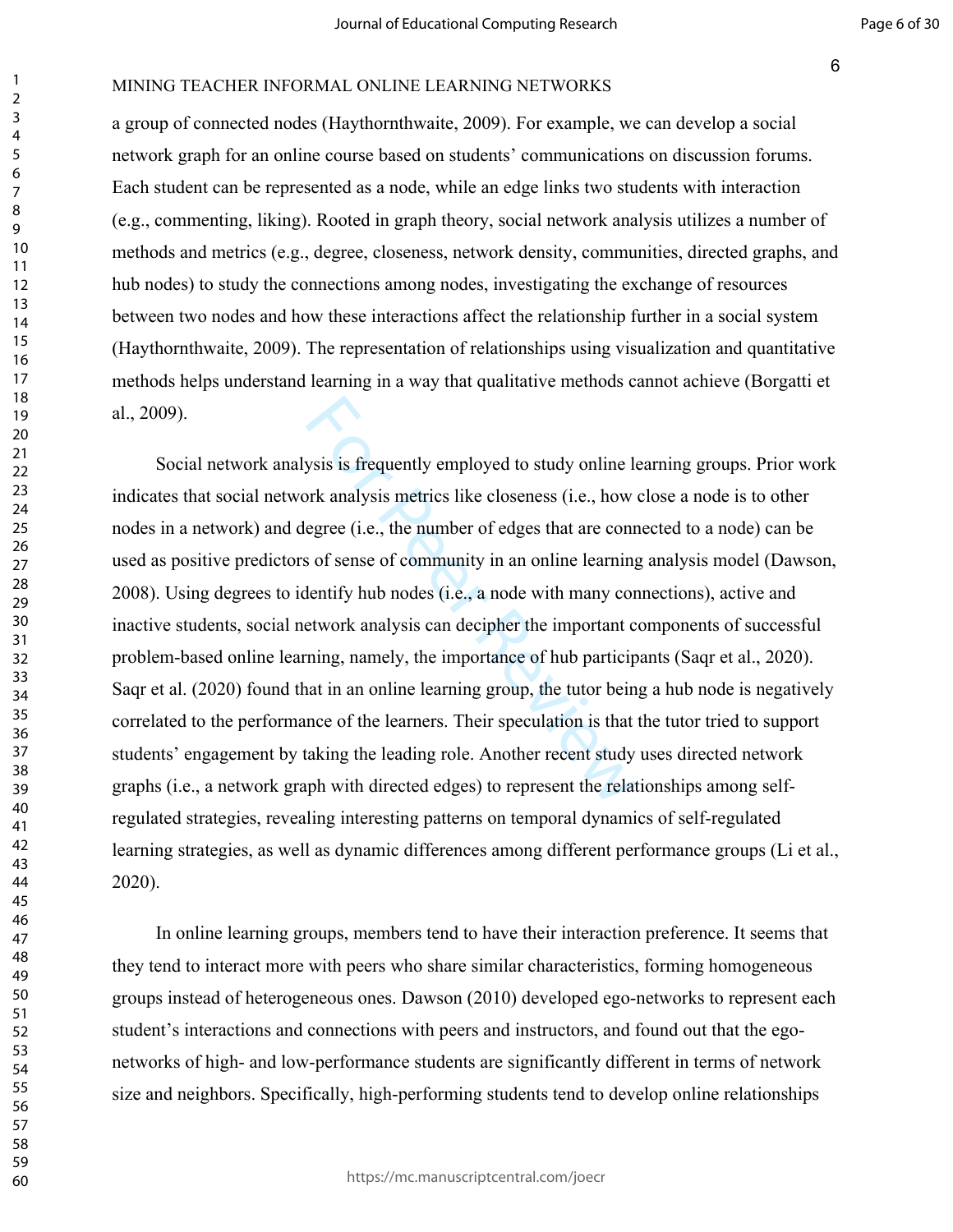a group of connected nodes (Haythornthwaite, 2009). For example, we can develop a social network graph for an online course based on students' communications on discussion forums. Each student can be represented as a node, while an edge links two students with interaction (e.g., commenting, liking). Rooted in graph theory, social network analysis utilizes a number of methods and metrics (e.g., degree, closeness, network density, communities, directed graphs, and hub nodes) to study the connections among nodes, investigating the exchange of resources between two nodes and how these interactions affect the relationship further in a social system (Haythornthwaite, 2009). The representation of relationships using visualization and quantitative methods helps understand learning in a way that qualitative methods cannot achieve (Borgatti et al., 2009).

Social network analysis is frequently employed to study online learning groups. Prior work indicates that social network analysis metrics like closeness (i.e., how close a node is to other nodes in a network) and degree (i.e., the number of edges that are connected to a node) can be used as positive predictors of sense of community in an online learning analysis model (Dawson, 2008). Using degrees to identify hub nodes (i.e., a node with many connections), active and inactive students, social network analysis can decipher the important components of successful problem-based online learning, namely, the importance of hub participants (Saqr et al., 2020). Saqr et al. (2020) found that in an online learning group, the tutor being a hub node is negatively correlated to the performance of the learners. Their speculation is that the tutor tried to support students' engagement by taking the leading role. Another recent study uses directed network graphs (i.e., a network graph with directed edges) to represent the relationships among self-regulated strategies, revealing interesting patterns on temporal dynamics of self-regulated learning strategies, as well as dynamic differences among different performance groups (Li et al., 2020).

In online learning groups, members tend to have their interaction preference. It seems that they tend to interact more with peers who share similar characteristics, forming homogeneous groups instead of heterogeneous ones. Dawson (2010) developed ego-networks to represent each student's interactions and connections with peers and instructors, and found out that the ego-networks of high- and low-performance students are significantly different in terms of network size and neighbors. Specifically, high-performing students tend to develop online relationships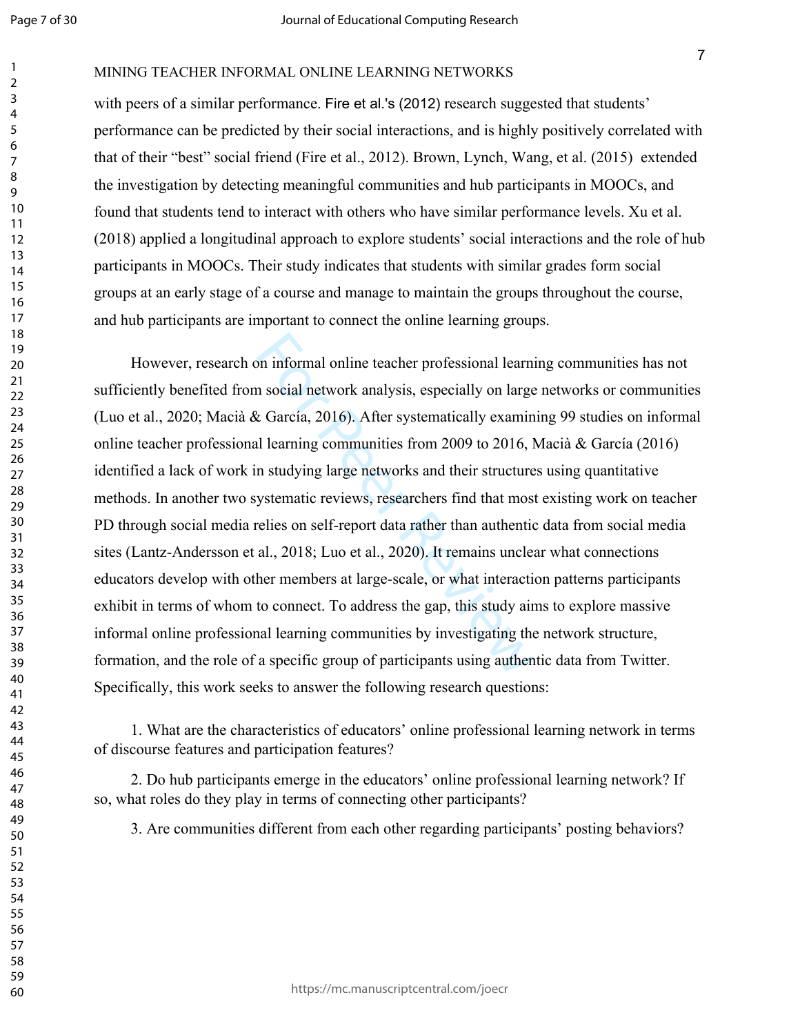with peers of a similar performance. Fire et al.'s (2012) research suggested that students' performance can be predicted by their social interactions, and is highly positively correlated with that of their "best" social friend (Fire et al., 2012). Brown, Lynch, Wang, et al. (2015) extended the investigation by detecting meaningful communities and hub participants in MOOCs, and found that students tend to interact with others who have similar performance levels. Xu et al. (2018) applied a longitudinal approach to explore students' social interactions and the role of hub participants in MOOCs. Their study indicates that students with similar grades form social groups at an early stage of a course and manage to maintain the groups throughout the course, and hub participants are important to connect the online learning groups.

However, research on informal online teacher professional learning communities has not sufficiently benefited from social network analysis, especially on large networks or communities (Luo et al., 2020; Macià & García, 2016). After systematically examining 99 studies on informal online teacher professional learning communities from 2009 to 2016, Macià & García (2016) identified a lack of work in studying large networks and their structures using quantitative methods. In another two systematic reviews, researchers find that most existing work on teacher PD through social media relies on self-report data rather than authentic data from social media sites (Lantz-Andersson et al., 2018; Luo et al., 2020). It remains unclear what connections educators develop with other members at large-scale, or what interaction patterns participants exhibit in terms of whom to connect. To address the gap, this study aims to explore massive informal online professional learning communities by investigating the network structure, formation, and the role of a specific group of participants using authentic data from Twitter. Specifically, this work seeks to answer the following research questions:

1. What are the characteristics of educators' online professional learning network in terms of discourse features and participation features?

2. Do hub participants emerge in the educators' online professional learning network? If so, what roles do they play in terms of connecting other participants?

3. Are communities different from each other regarding participants' posting behaviors?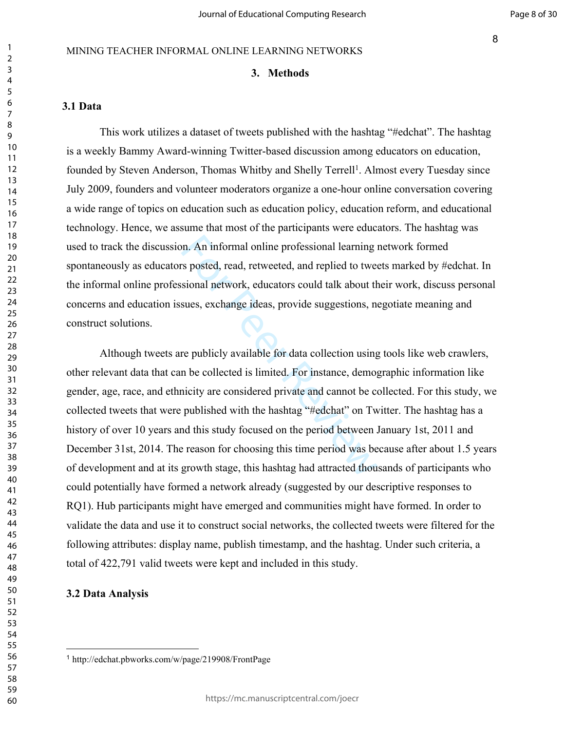## 3. Methods

### 3.1 Data

This work utilizes a dataset of tweets published with the hashtag "#edchat". The hashtag is a weekly Bammy Award-winning Twitter-based discussion among educators on education, founded by Steven Anderson, Thomas Whitby and Shelly Terrell[1]. Almost every Tuesday since July 2009, founders and volunteer moderators organize a one-hour online conversation covering a wide range of topics on education such as education policy, education reform, and educational technology. Hence, we assume that most of the participants were educators. The hashtag was used to track the discussion. An informal online professional learning network formed spontaneously as educators posted, read, retweeted, and replied to tweets marked by #edchat. In the informal online professional network, educators could talk about their work, discuss personal concerns and education issues, exchange ideas, provide suggestions, negotiate meaning and construct solutions.

Although tweets are publicly available for data collection using tools like web crawlers, other relevant data that can be collected is limited. For instance, demographic information like gender, age, race, and ethnicity are considered private and cannot be collected. For this study, we collected tweets that were published with the hashtag "#edchat" on Twitter. The hashtag has a history of over 10 years and this study focused on the period between January 1st, 2011 and December 31st, 2014. The reason for choosing this time period was because after about 1.5 years of development and at its growth stage, this hashtag had attracted thousands of participants who could potentially have formed a network already (suggested by our descriptive responses to RQ1). Hub participants might have emerged and communities might have formed. In order to validate the data and use it to construct social networks, the collected tweets were filtered for the following attributes: display name, publish timestamp, and the hashtag. Under such criteria, a total of 422,791 valid tweets were kept and included in this study.

### 3.2 Data Analysis

[1] http://edchat.pbworks.com/w/page/219908/FrontPage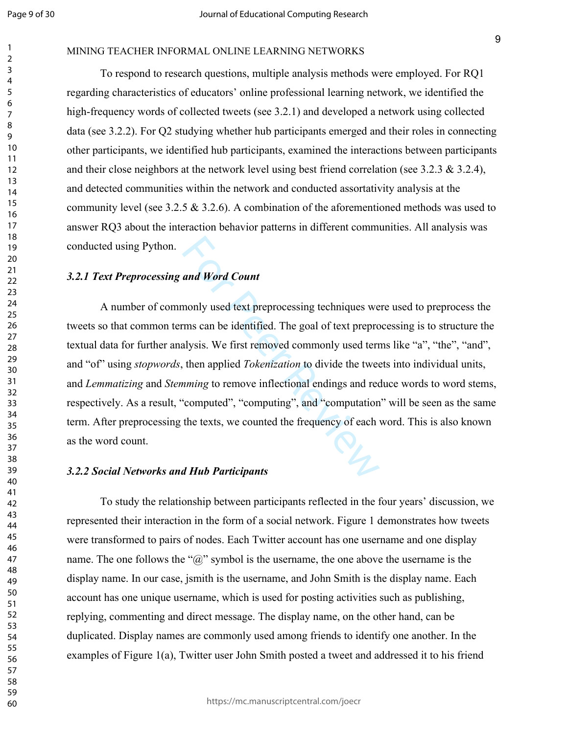To respond to research questions, multiple analysis methods were employed. For RQ1 regarding characteristics of educators' online professional learning network, we identified the high-frequency words of collected tweets (see 3.2.1) and developed a network using collected data (see 3.2.2). For Q2 studying whether hub participants emerged and their roles in connecting other participants, we identified hub participants, examined the interactions between participants and their close neighbors at the network level using best friend correlation (see 3.2.3 & 3.2.4), and detected communities within the network and conducted assortativity analysis at the community level (see 3.2.5 & 3.2.6). A combination of the aforementioned methods was used to answer RQ3 about the interaction behavior patterns in different communities. All analysis was conducted using Python.

### *3.2.1 Text Preprocessing and Word Count*

A number of commonly used text preprocessing techniques were used to preprocess the tweets so that common terms can be identified. The goal of text preprocessing is to structure the textual data for further analysis. We first removed commonly used terms like "a", "the", "and", and "of" using *stopwords*, then applied *Tokenization* to divide the tweets into individual units, and *Lemmatizing* and *Stemming* to remove inflectional endings and reduce words to word stems, respectively. As a result, "computed", "computing", and "computation" will be seen as the same term. After preprocessing the texts, we counted the frequency of each word. This is also known as the word count.

### *3.2.2 Social Networks and Hub Participants*

To study the relationship between participants reflected in the four years' discussion, we represented their interaction in the form of a social network. Figure 1 demonstrates how tweets were transformed to pairs of nodes. Each Twitter account has one username and one display name. The one follows the "@" symbol is the username, the one above the username is the display name. In our case, jsmith is the username, and John Smith is the display name. Each account has one unique username, which is used for posting activities such as publishing, replying, commenting and direct message. The display name, on the other hand, can be duplicated. Display names are commonly used among friends to identify one another. In the examples of Figure 1(a), Twitter user John Smith posted a tweet and addressed it to his friend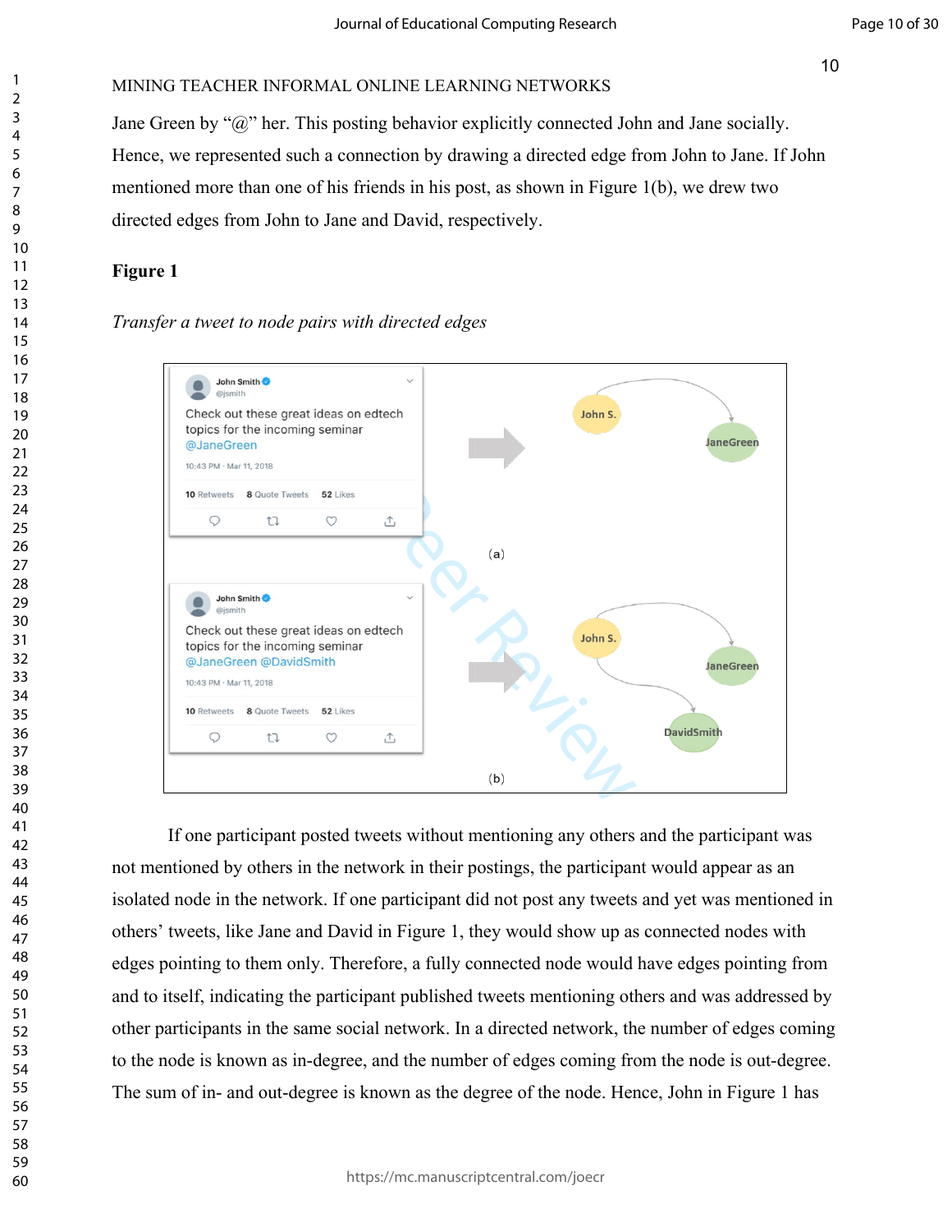Jane Green by "@" her. This posting behavior explicitly connected John and Jane socially. Hence, we represented such a connection by drawing a directed edge from John to Jane. If John mentioned more than one of his friends in his post, as shown in Figure 1(b), we drew two directed edges from John to Jane and David, respectively.

**Figure 1**

*Transfer a tweet to node pairs with directed edges*

If one participant posted tweets without mentioning any others and the participant was not mentioned by others in the network in their postings, the participant would appear as an isolated node in the network. If one participant did not post any tweets and yet was mentioned in others' tweets, like Jane and David in Figure 1, they would show up as connected nodes with edges pointing to them only. Therefore, a fully connected node would have edges pointing from and to itself, indicating the participant published tweets mentioning others and was addressed by other participants in the same social network. In a directed network, the number of edges coming to the node is known as in-degree, and the number of edges coming from the node is out-degree. The sum of in- and out-degree is known as the degree of the node. Hence, John in Figure 1 has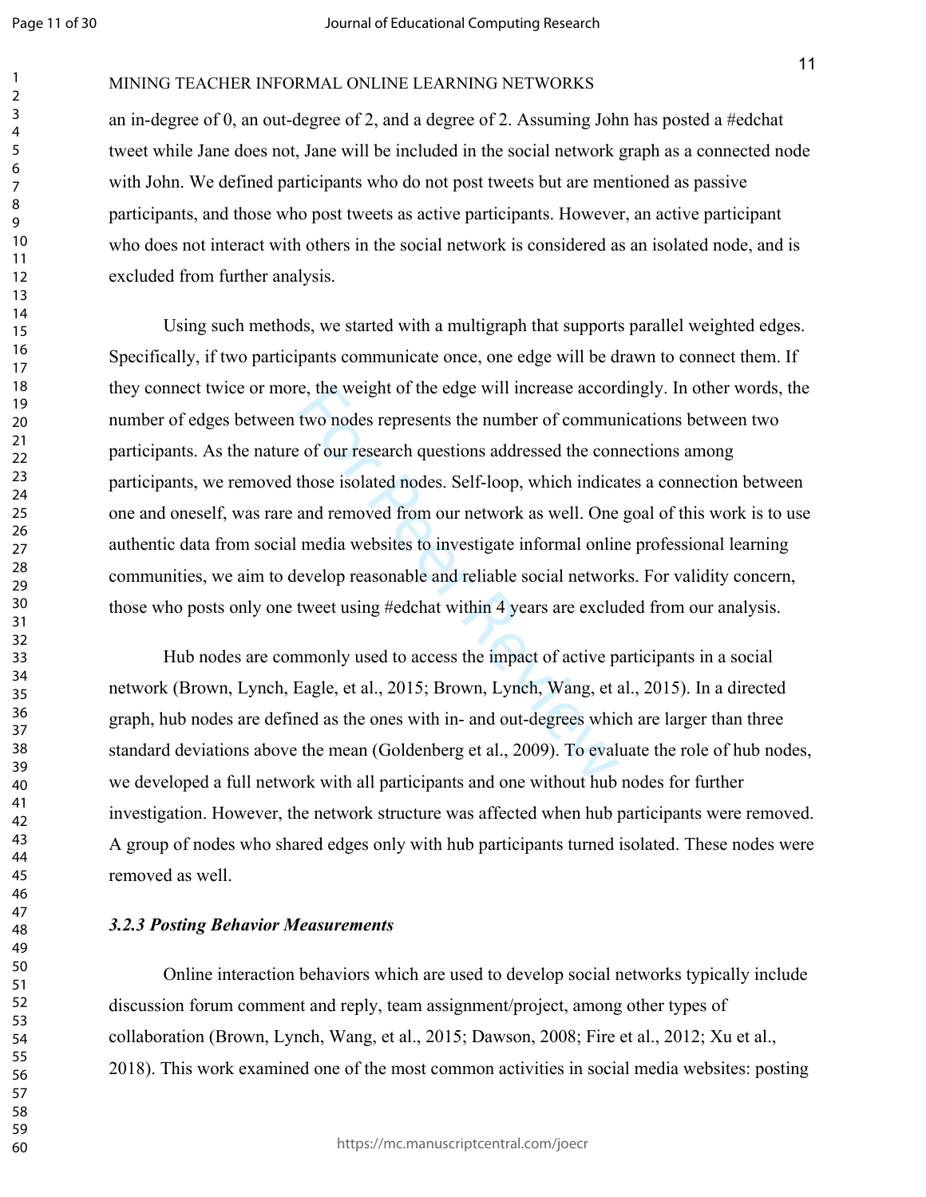an in-degree of 0, an out-degree of 2, and a degree of 2. Assuming John has posted a #edchat tweet while Jane does not, Jane will be included in the social network graph as a connected node with John. We defined participants who do not post tweets but are mentioned as passive participants, and those who post tweets as active participants. However, an active participant who does not interact with others in the social network is considered as an isolated node, and is excluded from further analysis.

Using such methods, we started with a multigraph that supports parallel weighted edges. Specifically, if two participants communicate once, one edge will be drawn to connect them. If they connect twice or more, the weight of the edge will increase accordingly. In other words, the number of edges between two nodes represents the number of communications between two participants. As the nature of our research questions addressed the connections among participants, we removed those isolated nodes. Self-loop, which indicates a connection between one and oneself, was rare and removed from our network as well. One goal of this work is to use authentic data from social media websites to investigate informal online professional learning communities, we aim to develop reasonable and reliable social networks. For validity concern, those who posts only one tweet using #edchat within 4 years are excluded from our analysis.

Hub nodes are commonly used to access the impact of active participants in a social network (Brown, Lynch, Eagle, et al., 2015; Brown, Lynch, Wang, et al., 2015). In a directed graph, hub nodes are defined as the ones with in- and out-degrees which are larger than three standard deviations above the mean (Goldenberg et al., 2009). To evaluate the role of hub nodes, we developed a full network with all participants and one without hub nodes for further investigation. However, the network structure was affected when hub participants were removed. A group of nodes who shared edges only with hub participants turned isolated. These nodes were removed as well.

### *3.2.3 Posting Behavior Measurements*

Online interaction behaviors which are used to develop social networks typically include discussion forum comment and reply, team assignment/project, among other types of collaboration (Brown, Lynch, Wang, et al., 2015; Dawson, 2008; Fire et al., 2012; Xu et al., 2018). This work examined one of the most common activities in social media websites: posting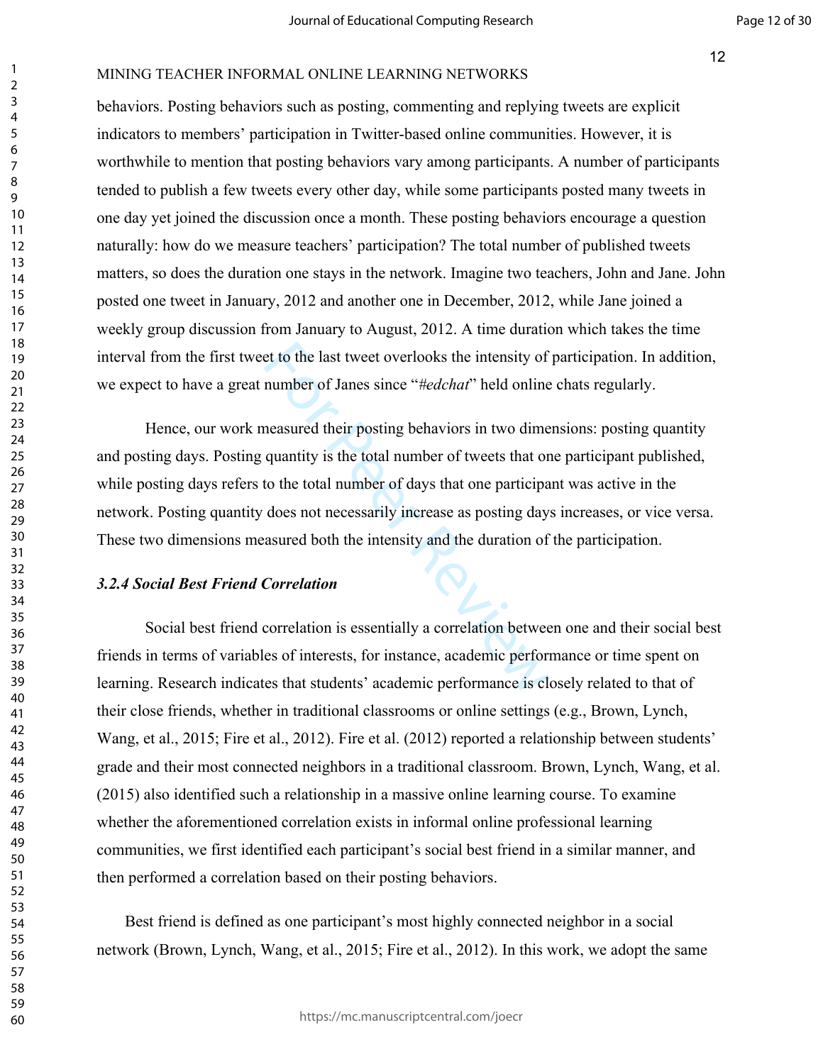behaviors. Posting behaviors such as posting, commenting and replying tweets are explicit indicators to members' participation in Twitter-based online communities. However, it is worthwhile to mention that posting behaviors vary among participants. A number of participants tended to publish a few tweets every other day, while some participants posted many tweets in one day yet joined the discussion once a month. These posting behaviors encourage a question naturally: how do we measure teachers' participation? The total number of published tweets matters, so does the duration one stays in the network. Imagine two teachers, John and Jane. John posted one tweet in January, 2012 and another one in December, 2012, while Jane joined a weekly group discussion from January to August, 2012. A time duration which takes the time interval from the first tweet to the last tweet overlooks the intensity of participation. In addition, we expect to have a great number of Janes since "*#edchat*" held online chats regularly.

Hence, our work measured their posting behaviors in two dimensions: posting quantity and posting days. Posting quantity is the total number of tweets that one participant published, while posting days refers to the total number of days that one participant was active in the network. Posting quantity does not necessarily increase as posting days increases, or vice versa. These two dimensions measured both the intensity and the duration of the participation.

### *3.2.4 Social Best Friend Correlation*

Social best friend correlation is essentially a correlation between one and their social best friends in terms of variables of interests, for instance, academic performance or time spent on learning. Research indicates that students' academic performance is closely related to that of their close friends, whether in traditional classrooms or online settings (e.g., Brown, Lynch, Wang, et al., 2015; Fire et al., 2012). Fire et al. (2012) reported a relationship between students' grade and their most connected neighbors in a traditional classroom. Brown, Lynch, Wang, et al. (2015) also identified such a relationship in a massive online learning course. To examine whether the aforementioned correlation exists in informal online professional learning communities, we first identified each participant's social best friend in a similar manner, and then performed a correlation based on their posting behaviors.

Best friend is defined as one participant's most highly connected neighbor in a social network (Brown, Lynch, Wang, et al., 2015; Fire et al., 2012). In this work, we adopt the same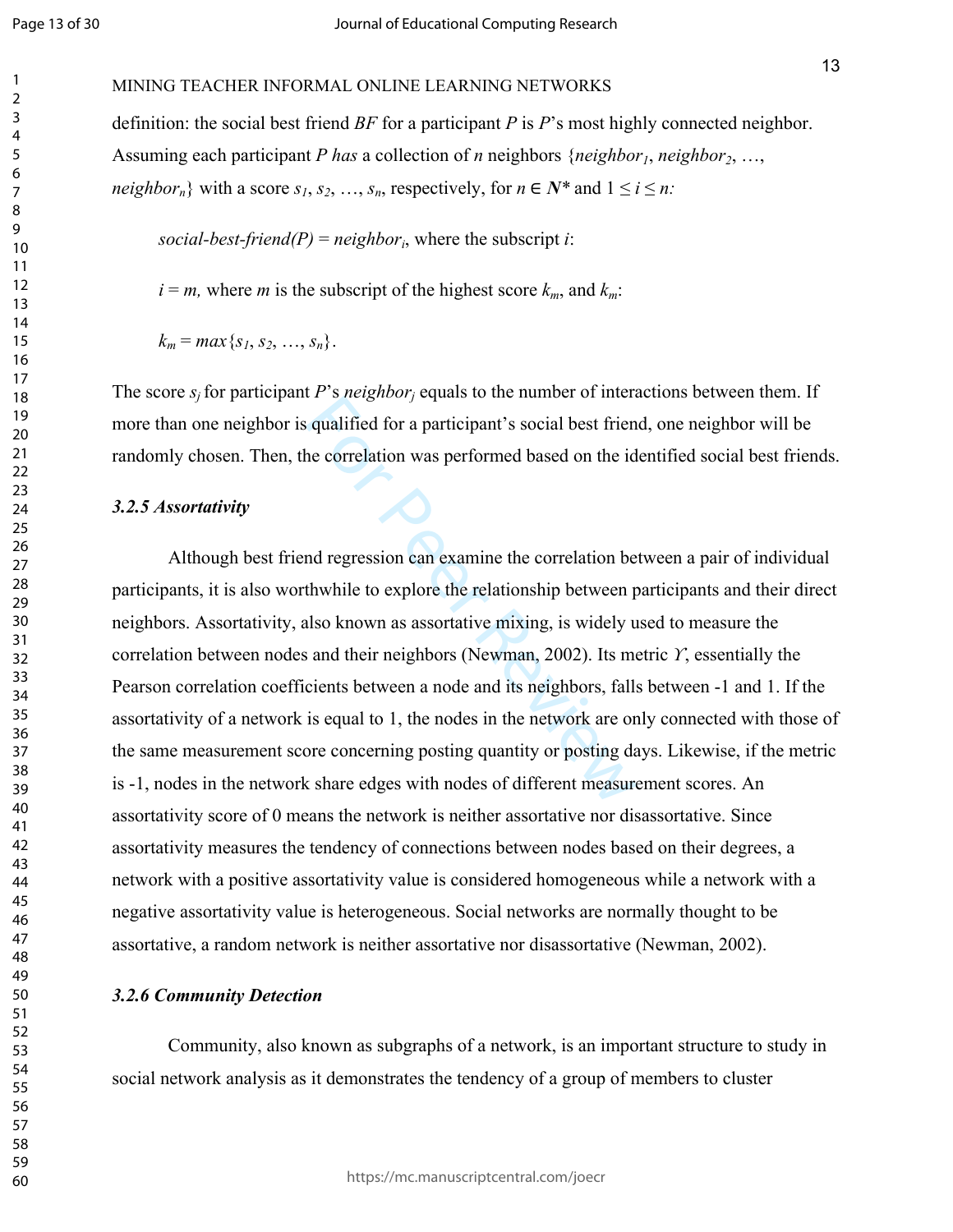definition: the social best friend *BF* for a participant *P* is *P*'s most highly connected neighbor. Assuming each participant *P has* a collection of *n* neighbors {$neighbor_1$, $neighbor_2$, …, $neighbor_n$} with a score $s_1$, $s_2$, …, $s_n$, respectively, for $n \in \mathbf{N}^*$ and $1 \leq i \leq n$:

*social-best-friend(P)* = $neighbor_i$, where the subscript *i*:

$i = m$, where *m* is the subscript of the highest score $k_m$, and $k_m$:

$k_m = max\{s_1, s_2, \ldots, s_n\}$.

The score $s_j$ for participant *P*'s $neighbor_j$ equals to the number of interactions between them. If more than one neighbor is qualified for a participant's social best friend, one neighbor will be randomly chosen. Then, the correlation was performed based on the identified social best friends.

### *3.2.5 Assortativity*

Although best friend regression can examine the correlation between a pair of individual participants, it is also worthwhile to explore the relationship between participants and their direct neighbors. Assortativity, also known as assortative mixing, is widely used to measure the correlation between nodes and their neighbors (Newman, 2002). Its metric $\Upsilon$, essentially the Pearson correlation coefficients between a node and its neighbors, falls between -1 and 1. If the assortativity of a network is equal to 1, the nodes in the network are only connected with those of the same measurement score concerning posting quantity or posting days. Likewise, if the metric is -1, nodes in the network share edges with nodes of different measurement scores. An assortativity score of 0 means the network is neither assortative nor disassortative. Since assortativity measures the tendency of connections between nodes based on their degrees, a network with a positive assortativity value is considered homogeneous while a network with a negative assortativity value is heterogeneous. Social networks are normally thought to be assortative, a random network is neither assortative nor disassortative (Newman, 2002).

### *3.2.6 Community Detection*

Community, also known as subgraphs of a network, is an important structure to study in social network analysis as it demonstrates the tendency of a group of members to cluster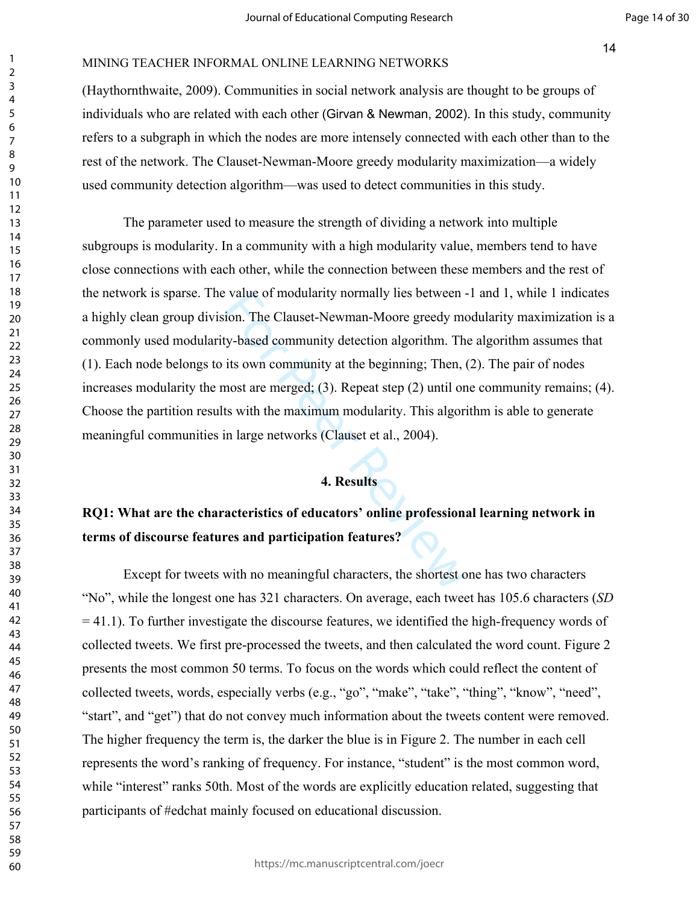(Haythornthwaite, 2009). Communities in social network analysis are thought to be groups of individuals who are related with each other (Girvan & Newman, 2002). In this study, community refers to a subgraph in which the nodes are more intensely connected with each other than to the rest of the network. The Clauset-Newman-Moore greedy modularity maximization—a widely used community detection algorithm—was used to detect communities in this study.

The parameter used to measure the strength of dividing a network into multiple subgroups is modularity. In a community with a high modularity value, members tend to have close connections with each other, while the connection between these members and the rest of the network is sparse. The value of modularity normally lies between -1 and 1, while 1 indicates a highly clean group division. The Clauset-Newman-Moore greedy modularity maximization is a commonly used modularity-based community detection algorithm. The algorithm assumes that (1). Each node belongs to its own community at the beginning; Then, (2). The pair of nodes increases modularity the most are merged; (3). Repeat step (2) until one community remains; (4). Choose the partition results with the maximum modularity. This algorithm is able to generate meaningful communities in large networks (Clauset et al., 2004).

## 4. Results

### RQ1: What are the characteristics of educators' online professional learning network in terms of discourse features and participation features?

Except for tweets with no meaningful characters, the shortest one has two characters "No", while the longest one has 321 characters. On average, each tweet has 105.6 characters (*SD* = 41.1). To further investigate the discourse features, we identified the high-frequency words of collected tweets. We first pre-processed the tweets, and then calculated the word count. Figure 2 presents the most common 50 terms. To focus on the words which could reflect the content of collected tweets, words, especially verbs (e.g., "go", "make", "take", "thing", "know", "need", "start", and "get") that do not convey much information about the tweets content were removed. The higher frequency the term is, the darker the blue is in Figure 2. The number in each cell represents the word's ranking of frequency. For instance, "student" is the most common word, while "interest" ranks 50th. Most of the words are explicitly education related, suggesting that participants of #edchat mainly focused on educational discussion.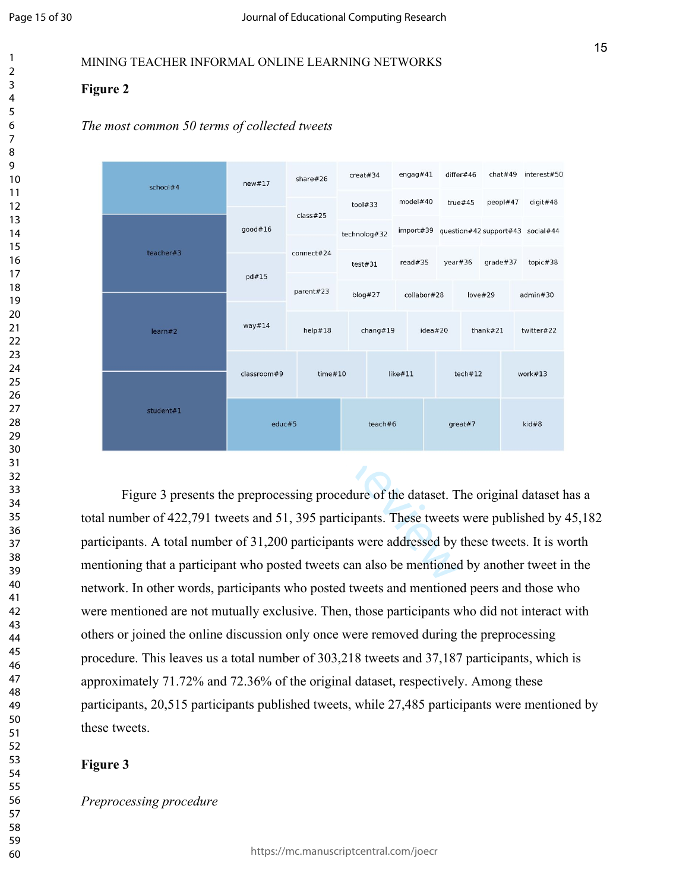**Figure 2**

*The most common 50 terms of collected tweets*

Figure 3 presents the preprocessing procedure of the dataset. The original dataset has a total number of 422,791 tweets and 51, 395 participants. These tweets were published by 45,182 participants. A total number of 31,200 participants were addressed by these tweets. It is worth mentioning that a participant who posted tweets can also be mentioned by another tweet in the network. In other words, participants who posted tweets and mentioned peers and those who were mentioned are not mutually exclusive. Then, those participants who did not interact with others or joined the online discussion only once were removed during the preprocessing procedure. This leaves us a total number of 303,218 tweets and 37,187 participants, which is approximately 71.72% and 72.36% of the original dataset, respectively. Among these participants, 20,515 participants published tweets, while 27,485 participants were mentioned by these tweets.

**Figure 3**

*Preprocessing procedure*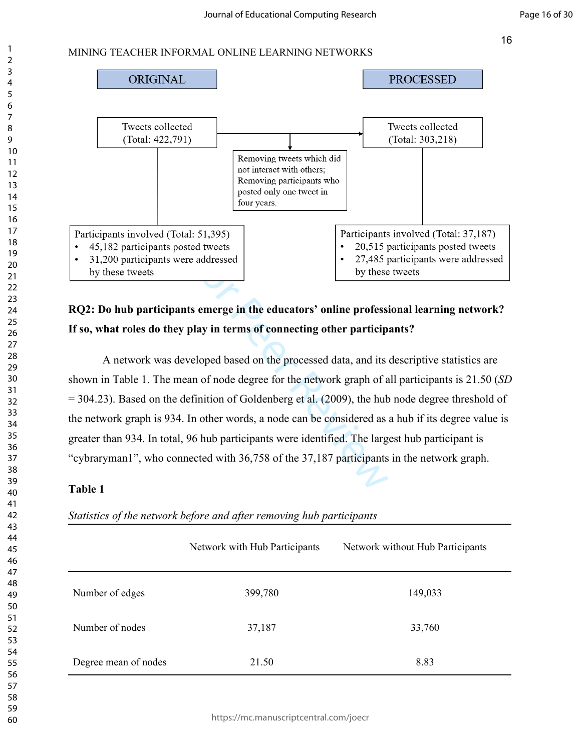| ORIGINAL | | PROCESSED |
|---|---|---|
| Tweets collected (Total: 422,791) | Removing tweets which did not interact with others; Removing participants who posted only one tweet in four years. | Tweets collected (Total: 303,218) |
| Participants involved (Total: 51,395)<br>• 45,182 participants posted tweets<br>• 31,200 participants were addressed by these tweets | | Participants involved (Total: 37,187)<br>• 20,515 participants posted tweets<br>• 27,485 participants were addressed by these tweets |

**RQ2: Do hub participants emerge in the educators' online professional learning network? If so, what roles do they play in terms of connecting other participants?**

A network was developed based on the processed data, and its descriptive statistics are shown in Table 1. The mean of node degree for the network graph of all participants is 21.50 (*SD* = 304.23). Based on the definition of Goldenberg et al. (2009), the hub node degree threshold of the network graph is 934. In other words, a node can be considered as a hub if its degree value is greater than 934. In total, 96 hub participants were identified. The largest hub participant is "cybraryman1", who connected with 36,758 of the 37,187 participants in the network graph.

**Table 1**

*Statistics of the network before and after removing hub participants*

| | Network with Hub Participants | Network without Hub Participants |
|---|---|---|
| Number of edges | 399,780 | 149,033 |
| Number of nodes | 37,187 | 33,760 |
| Degree mean of nodes | 21.50 | 8.83 |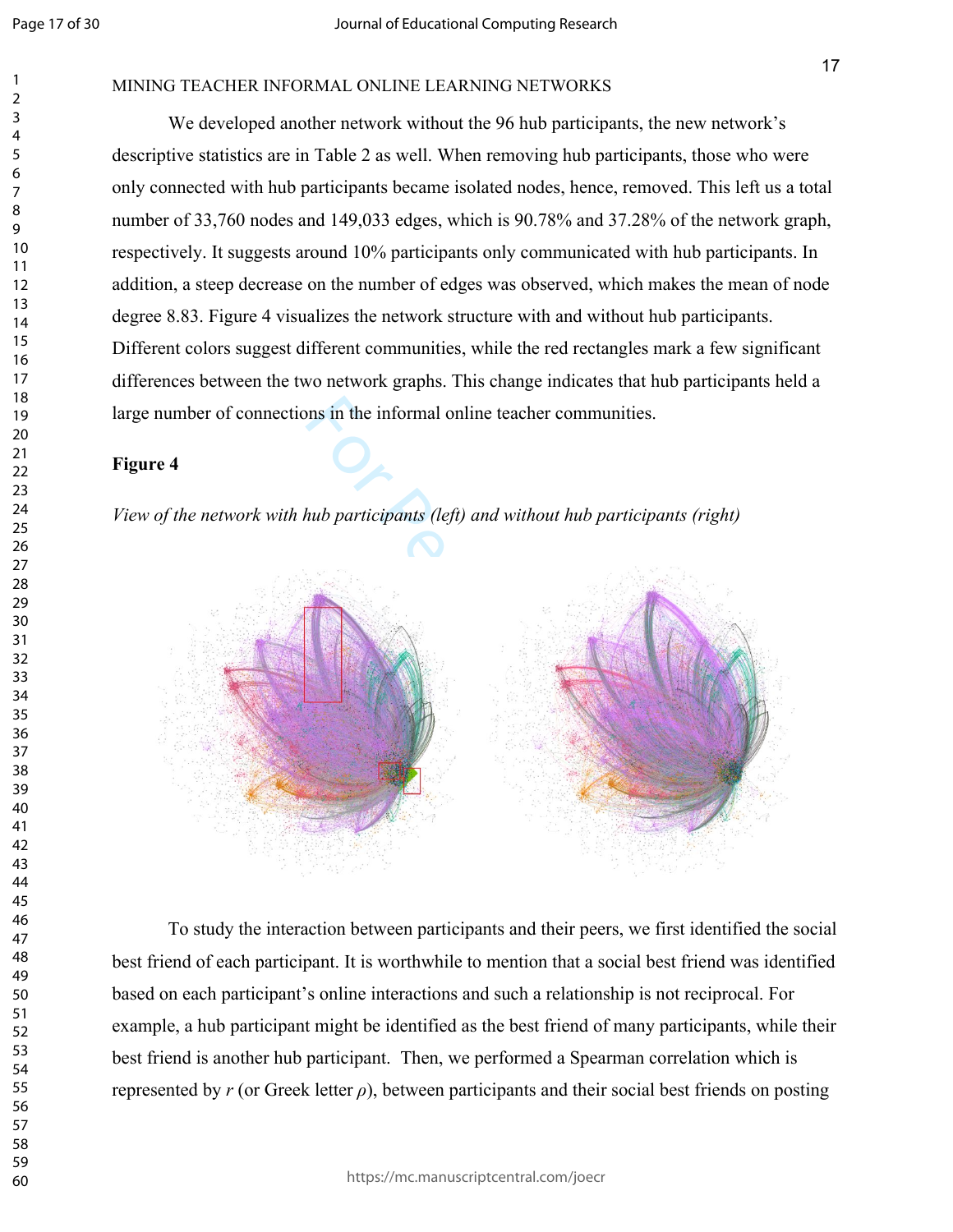We developed another network without the 96 hub participants, the new network's descriptive statistics are in Table 2 as well. When removing hub participants, those who were only connected with hub participants became isolated nodes, hence, removed. This left us a total number of 33,760 nodes and 149,033 edges, which is 90.78% and 37.28% of the network graph, respectively. It suggests around 10% participants only communicated with hub participants. In addition, a steep decrease on the number of edges was observed, which makes the mean of node degree 8.83. Figure 4 visualizes the network structure with and without hub participants. Different colors suggest different communities, while the red rectangles mark a few significant differences between the two network graphs. This change indicates that hub participants held a large number of connections in the informal online teacher communities.

**Figure 4**

*View of the network with hub participants (left) and without hub participants (right)*

To study the interaction between participants and their peers, we first identified the social best friend of each participant. It is worthwhile to mention that a social best friend was identified based on each participant's online interactions and such a relationship is not reciprocal. For example, a hub participant might be identified as the best friend of many participants, while their best friend is another hub participant. Then, we performed a Spearman correlation which is represented by $r$ (or Greek letter $\rho$), between participants and their social best friends on posting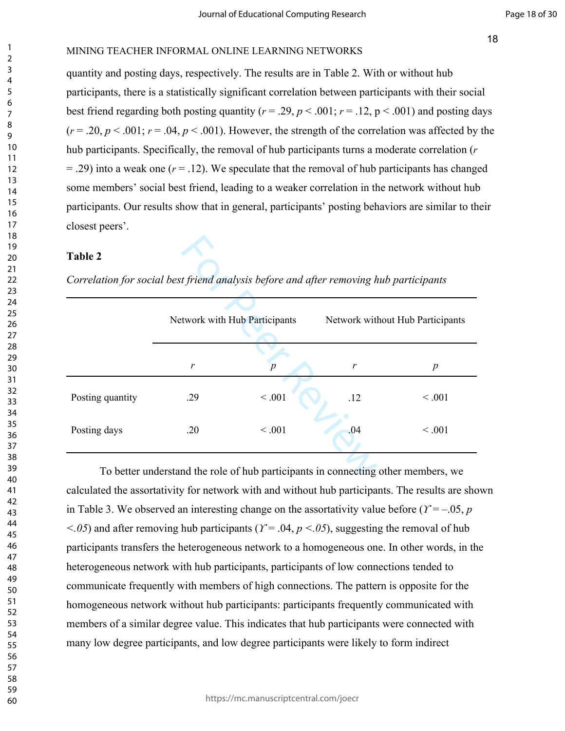quantity and posting days, respectively. The results are in Table 2. With or without hub participants, there is a statistically significant correlation between participants with their social best friend regarding both posting quantity ($r = .29$, $p < .001$; $r = .12$, $p < .001$) and posting days ($r = .20$, $p < .001$; $r = .04$, $p < .001$). However, the strength of the correlation was affected by the hub participants. Specifically, the removal of hub participants turns a moderate correlation ($r = .29$) into a weak one ($r = .12$). We speculate that the removal of hub participants has changed some members' social best friend, leading to a weaker correlation in the network without hub participants. Our results show that in general, participants' posting behaviors are similar to their closest peers'.

**Table 2**

*Correlation for social best friend analysis before and after removing hub participants*

| | Network with Hub Participants | | Network without Hub Participants | |
|---|---|---|---|---|
| | *r* | *p* | *r* | *p* |
| Posting quantity | .29 | < .001 | .12 | < .001 |
| Posting days | .20 | < .001 | .04 | < .001 |

To better understand the role of hub participants in connecting other members, we calculated the assortativity for network with and without hub participants. The results are shown in Table 3. We observed an interesting change on the assortativity value before ($\Upsilon = -.05$, $p < .05$) and after removing hub participants ($\Upsilon = .04$, $p < .05$), suggesting the removal of hub participants transfers the heterogeneous network to a homogeneous one. In other words, in the heterogeneous network with hub participants, participants of low connections tended to communicate frequently with members of high connections. The pattern is opposite for the homogeneous network without hub participants: participants frequently communicated with members of a similar degree value. This indicates that hub participants were connected with many low degree participants, and low degree participants were likely to form indirect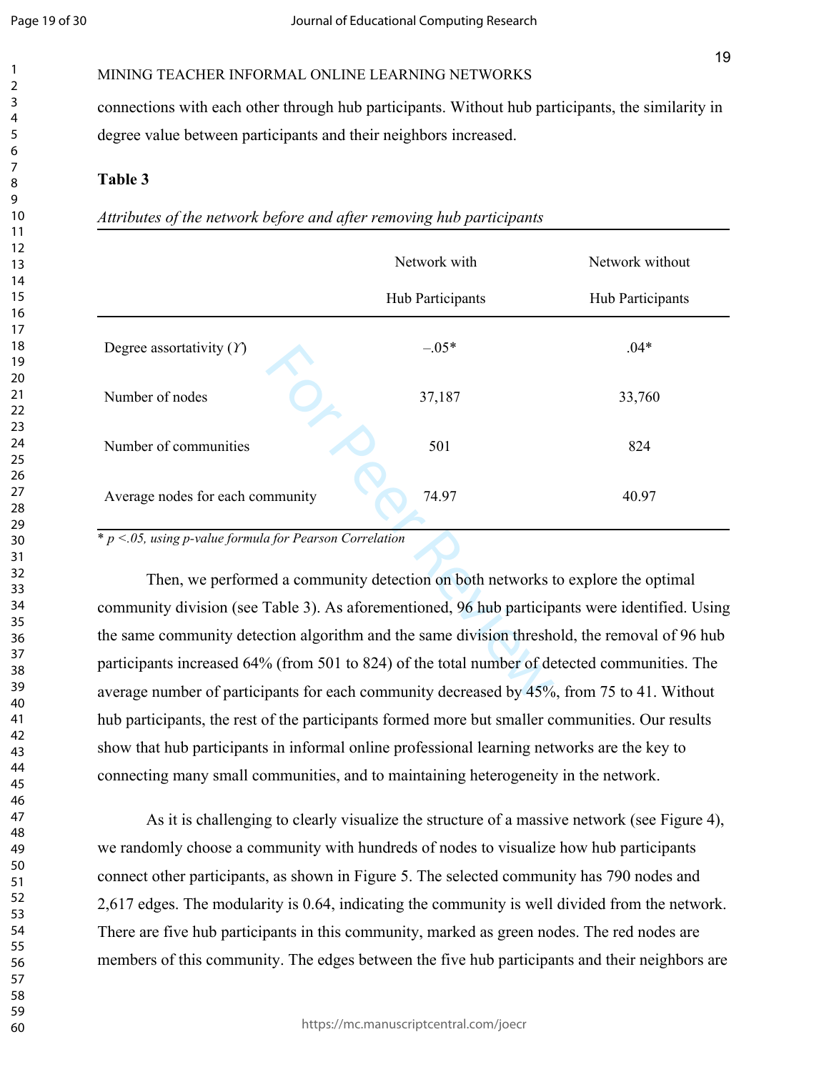connections with each other through hub participants. Without hub participants, the similarity in degree value between participants and their neighbors increased.

**Table 3**

*Attributes of the network before and after removing hub participants*

| | Network with Hub Participants | Network without Hub Participants |
|---|---|---|
| Degree assortativity ($\Upsilon$) | –.05* | .04* |
| Number of nodes | 37,187 | 33,760 |
| Number of communities | 501 | 824 |
| Average nodes for each community | 74.97 | 40.97 |

* *$p$ <.05, using p-value formula for Pearson Correlation*

Then, we performed a community detection on both networks to explore the optimal community division (see Table 3). As aforementioned, 96 hub participants were identified. Using the same community detection algorithm and the same division threshold, the removal of 96 hub participants increased 64% (from 501 to 824) of the total number of detected communities. The average number of participants for each community decreased by 45%, from 75 to 41. Without hub participants, the rest of the participants formed more but smaller communities. Our results show that hub participants in informal online professional learning networks are the key to connecting many small communities, and to maintaining heterogeneity in the network.

As it is challenging to clearly visualize the structure of a massive network (see Figure 4), we randomly choose a community with hundreds of nodes to visualize how hub participants connect other participants, as shown in Figure 5. The selected community has 790 nodes and 2,617 edges. The modularity is 0.64, indicating the community is well divided from the network. There are five hub participants in this community, marked as green nodes. The red nodes are members of this community. The edges between the five hub participants and their neighbors are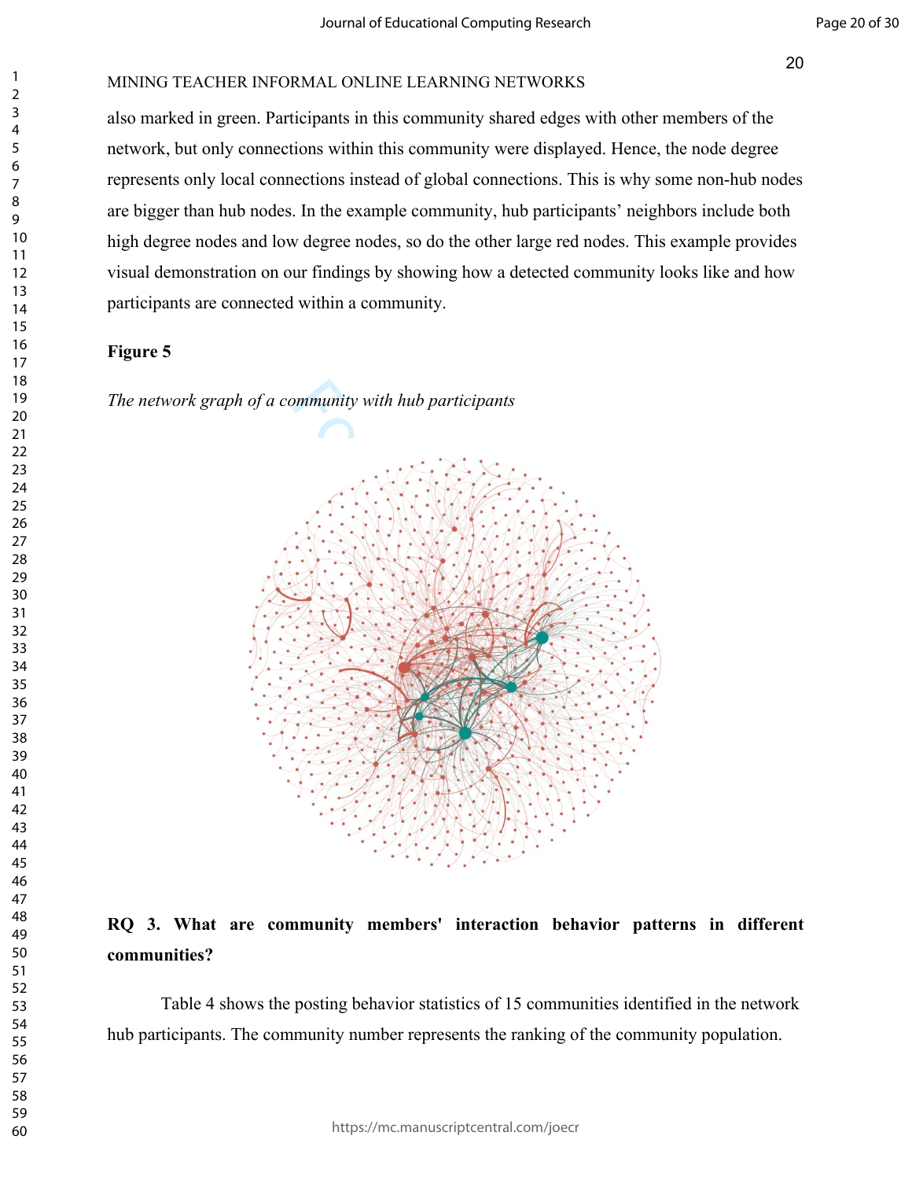also marked in green. Participants in this community shared edges with other members of the network, but only connections within this community were displayed. Hence, the node degree represents only local connections instead of global connections. This is why some non-hub nodes are bigger than hub nodes. In the example community, hub participants' neighbors include both high degree nodes and low degree nodes, so do the other large red nodes. This example provides visual demonstration on our findings by showing how a detected community looks like and how participants are connected within a community.

**Figure 5**

*The network graph of a community with hub participants*

**RQ 3. What are community members' interaction behavior patterns in different communities?**

Table 4 shows the posting behavior statistics of 15 communities identified in the network hub participants. The community number represents the ranking of the community population.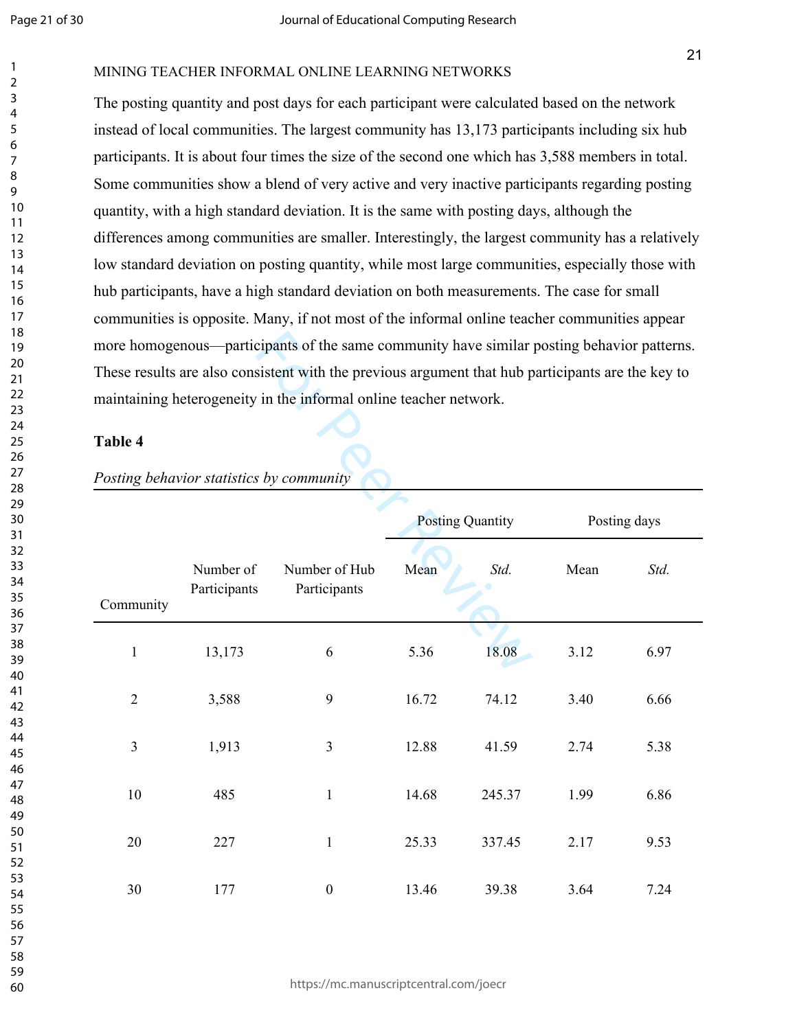The posting quantity and post days for each participant were calculated based on the network instead of local communities. The largest community has 13,173 participants including six hub participants. It is about four times the size of the second one which has 3,588 members in total. Some communities show a blend of very active and very inactive participants regarding posting quantity, with a high standard deviation. It is the same with posting days, although the differences among communities are smaller. Interestingly, the largest community has a relatively low standard deviation on posting quantity, while most large communities, especially those with hub participants, have a high standard deviation on both measurements. The case for small communities is opposite. Many, if not most of the informal online teacher communities appear more homogenous—participants of the same community have similar posting behavior patterns. These results are also consistent with the previous argument that hub participants are the key to maintaining heterogeneity in the informal online teacher network.

**Table 4**

*Posting behavior statistics by community*

| | | | Posting Quantity | | Posting days | |
|---|---|---|---|---|---|---|
| Community | Number of Participants | Number of Hub Participants | Mean | *Std.* | Mean | *Std.* |
| 1 | 13,173 | 6 | 5.36 | 18.08 | 3.12 | 6.97 |
| 2 | 3,588 | 9 | 16.72 | 74.12 | 3.40 | 6.66 |
| 3 | 1,913 | 3 | 12.88 | 41.59 | 2.74 | 5.38 |
| 10 | 485 | 1 | 14.68 | 245.37 | 1.99 | 6.86 |
| 20 | 227 | 1 | 25.33 | 337.45 | 2.17 | 9.53 |
| 30 | 177 | 0 | 13.46 | 39.38 | 3.64 | 7.24 |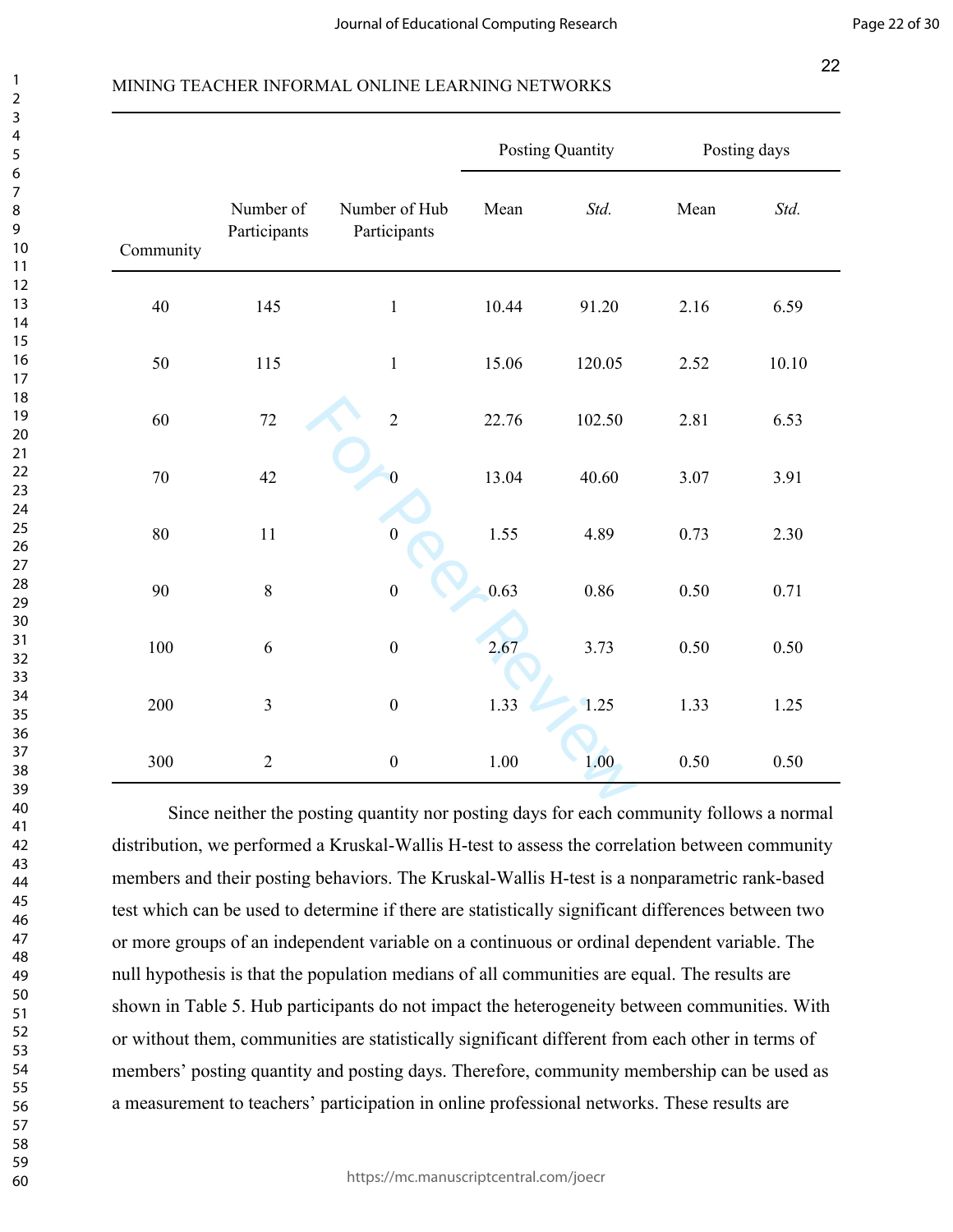| Community | Number of Participants | Number of Hub Participants | Posting Quantity | | Posting days | |
|---|---|---|---|---|---|---|
| | | | Mean | *Std.* | Mean | *Std.* |
| 40 | 145 | 1 | 10.44 | 91.20 | 2.16 | 6.59 |
| 50 | 115 | 1 | 15.06 | 120.05 | 2.52 | 10.10 |
| 60 | 72 | 2 | 22.76 | 102.50 | 2.81 | 6.53 |
| 70 | 42 | 0 | 13.04 | 40.60 | 3.07 | 3.91 |
| 80 | 11 | 0 | 1.55 | 4.89 | 0.73 | 2.30 |
| 90 | 8 | 0 | 0.63 | 0.86 | 0.50 | 0.71 |
| 100 | 6 | 0 | 2.67 | 3.73 | 0.50 | 0.50 |
| 200 | 3 | 0 | 1.33 | 1.25 | 1.33 | 1.25 |
| 300 | 2 | 0 | 1.00 | 1.00 | 0.50 | 0.50 |

Since neither the posting quantity nor posting days for each community follows a normal distribution, we performed a Kruskal-Wallis H-test to assess the correlation between community members and their posting behaviors. The Kruskal-Wallis H-test is a nonparametric rank-based test which can be used to determine if there are statistically significant differences between two or more groups of an independent variable on a continuous or ordinal dependent variable. The null hypothesis is that the population medians of all communities are equal. The results are shown in Table 5. Hub participants do not impact the heterogeneity between communities. With or without them, communities are statistically significant different from each other in terms of members' posting quantity and posting days. Therefore, community membership can be used as a measurement to teachers' participation in online professional networks. These results are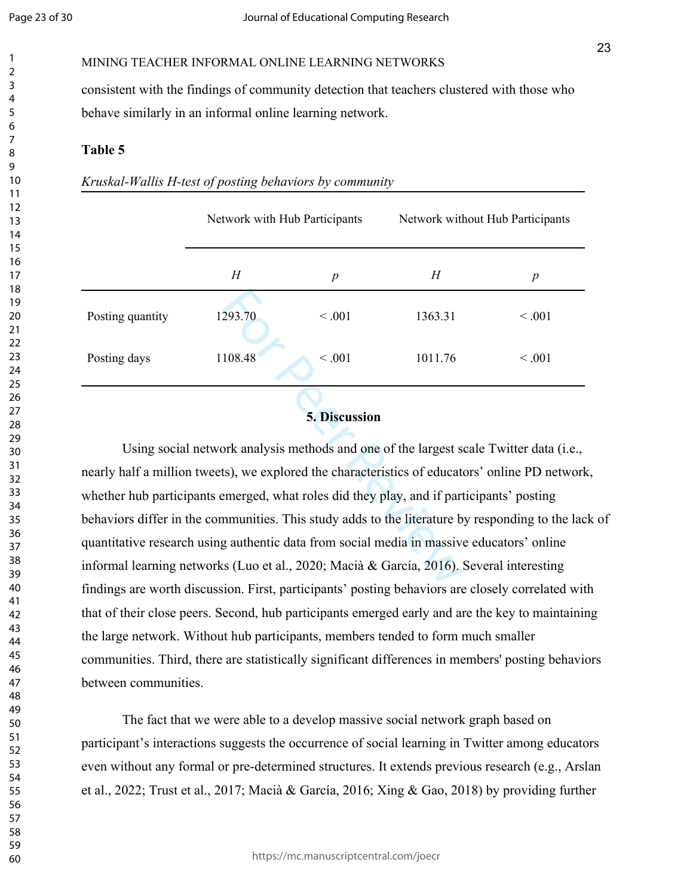consistent with the findings of community detection that teachers clustered with those who behave similarly in an informal online learning network.

**Table 5**

*Kruskal-Wallis H-test of posting behaviors by community*

| | Network with Hub Participants | | Network without Hub Participants | |
|---|---|---|---|---|
| | $H$ | $p$ | $H$ | $p$ |
| Posting quantity | 1293.70 | < .001 | 1363.31 | < .001 |
| Posting days | 1108.48 | < .001 | 1011.76 | < .001 |

## 5. Discussion

Using social network analysis methods and one of the largest scale Twitter data (i.e., nearly half a million tweets), we explored the characteristics of educators' online PD network, whether hub participants emerged, what roles did they play, and if participants' posting behaviors differ in the communities. This study adds to the literature by responding to the lack of quantitative research using authentic data from social media in massive educators' online informal learning networks (Luo et al., 2020; Macià & García, 2016). Several interesting findings are worth discussion. First, participants' posting behaviors are closely correlated with that of their close peers. Second, hub participants emerged early and are the key to maintaining the large network. Without hub participants, members tended to form much smaller communities. Third, there are statistically significant differences in members' posting behaviors between communities.

The fact that we were able to a develop massive social network graph based on participant's interactions suggests the occurrence of social learning in Twitter among educators even without any formal or pre-determined structures. It extends previous research (e.g., Arslan et al., 2022; Trust et al., 2017; Macià & García, 2016; Xing & Gao, 2018) by providing further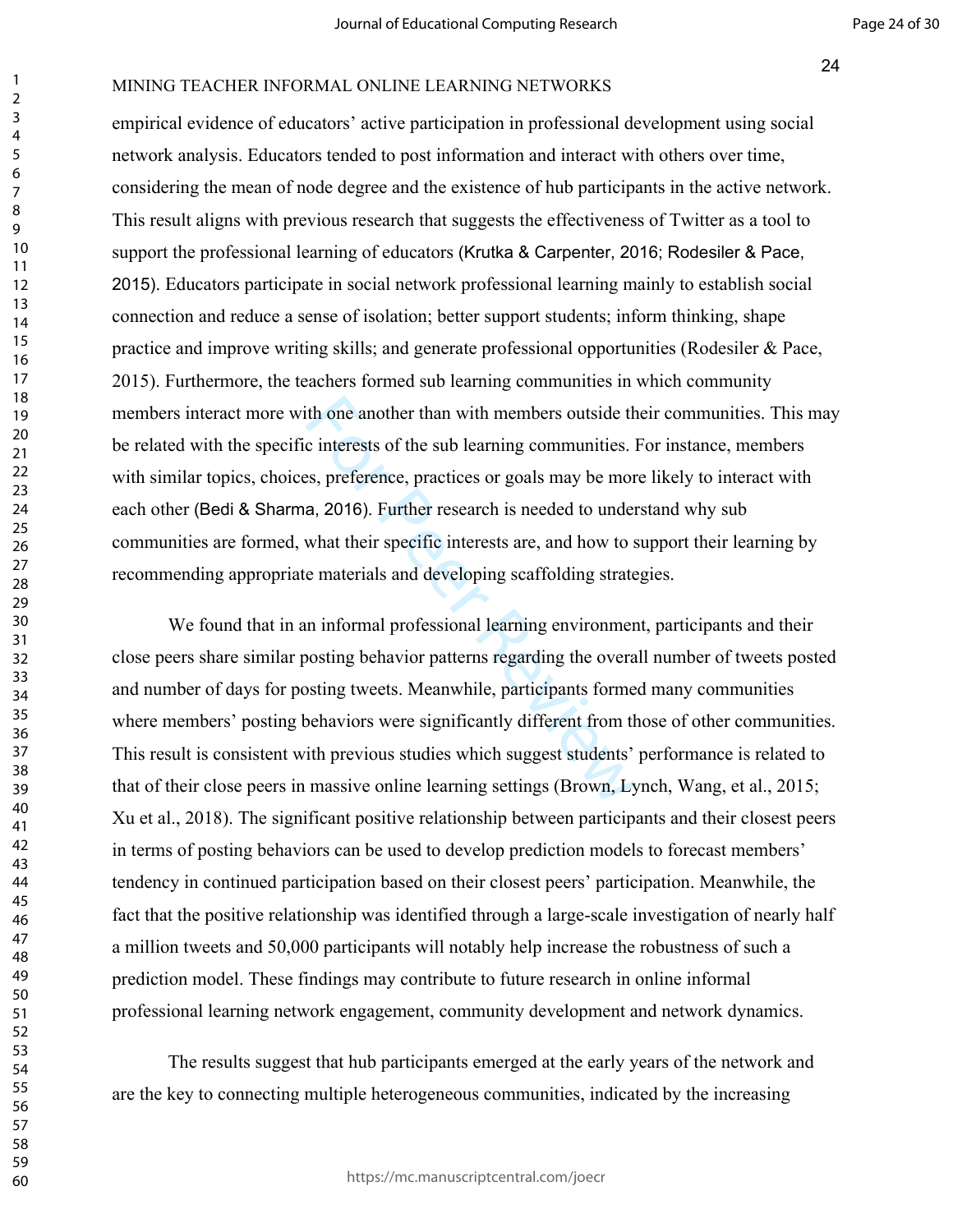empirical evidence of educators' active participation in professional development using social network analysis. Educators tended to post information and interact with others over time, considering the mean of node degree and the existence of hub participants in the active network. This result aligns with previous research that suggests the effectiveness of Twitter as a tool to support the professional learning of educators (Krutka & Carpenter, 2016; Rodesiler & Pace, 2015). Educators participate in social network professional learning mainly to establish social connection and reduce a sense of isolation; better support students; inform thinking, shape practice and improve writing skills; and generate professional opportunities (Rodesiler & Pace, 2015). Furthermore, the teachers formed sub learning communities in which community members interact more with one another than with members outside their communities. This may be related with the specific interests of the sub learning communities. For instance, members with similar topics, choices, preference, practices or goals may be more likely to interact with each other (Bedi & Sharma, 2016). Further research is needed to understand why sub communities are formed, what their specific interests are, and how to support their learning by recommending appropriate materials and developing scaffolding strategies.

We found that in an informal professional learning environment, participants and their close peers share similar posting behavior patterns regarding the overall number of tweets posted and number of days for posting tweets. Meanwhile, participants formed many communities where members' posting behaviors were significantly different from those of other communities. This result is consistent with previous studies which suggest students' performance is related to that of their close peers in massive online learning settings (Brown, Lynch, Wang, et al., 2015; Xu et al., 2018). The significant positive relationship between participants and their closest peers in terms of posting behaviors can be used to develop prediction models to forecast members' tendency in continued participation based on their closest peers' participation. Meanwhile, the fact that the positive relationship was identified through a large-scale investigation of nearly half a million tweets and 50,000 participants will notably help increase the robustness of such a prediction model. These findings may contribute to future research in online informal professional learning network engagement, community development and network dynamics.

The results suggest that hub participants emerged at the early years of the network and are the key to connecting multiple heterogeneous communities, indicated by the increasing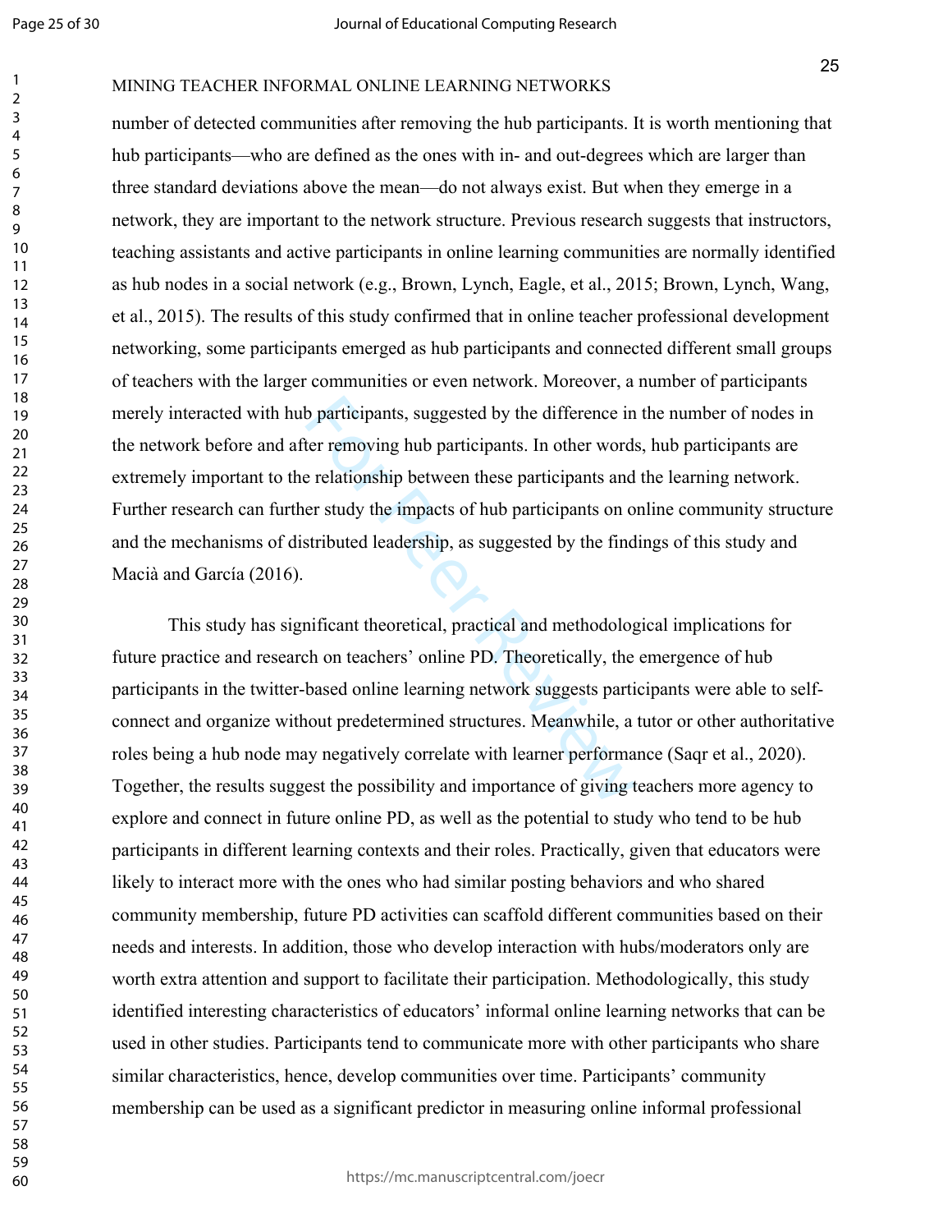number of detected communities after removing the hub participants. It is worth mentioning that hub participants—who are defined as the ones with in- and out-degrees which are larger than three standard deviations above the mean—do not always exist. But when they emerge in a network, they are important to the network structure. Previous research suggests that instructors, teaching assistants and active participants in online learning communities are normally identified as hub nodes in a social network (e.g., Brown, Lynch, Eagle, et al., 2015; Brown, Lynch, Wang, et al., 2015). The results of this study confirmed that in online teacher professional development networking, some participants emerged as hub participants and connected different small groups of teachers with the larger communities or even network. Moreover, a number of participants merely interacted with hub participants, suggested by the difference in the number of nodes in the network before and after removing hub participants. In other words, hub participants are extremely important to the relationship between these participants and the learning network. Further research can further study the impacts of hub participants on online community structure and the mechanisms of distributed leadership, as suggested by the findings of this study and Macià and García (2016).

This study has significant theoretical, practical and methodological implications for future practice and research on teachers' online PD. Theoretically, the emergence of hub participants in the twitter-based online learning network suggests participants were able to self-connect and organize without predetermined structures. Meanwhile, a tutor or other authoritative roles being a hub node may negatively correlate with learner performance (Saqr et al., 2020). Together, the results suggest the possibility and importance of giving teachers more agency to explore and connect in future online PD, as well as the potential to study who tend to be hub participants in different learning contexts and their roles. Practically, given that educators were likely to interact more with the ones who had similar posting behaviors and who shared community membership, future PD activities can scaffold different communities based on their needs and interests. In addition, those who develop interaction with hubs/moderators only are worth extra attention and support to facilitate their participation. Methodologically, this study identified interesting characteristics of educators' informal online learning networks that can be used in other studies. Participants tend to communicate more with other participants who share similar characteristics, hence, develop communities over time. Participants' community membership can be used as a significant predictor in measuring online informal professional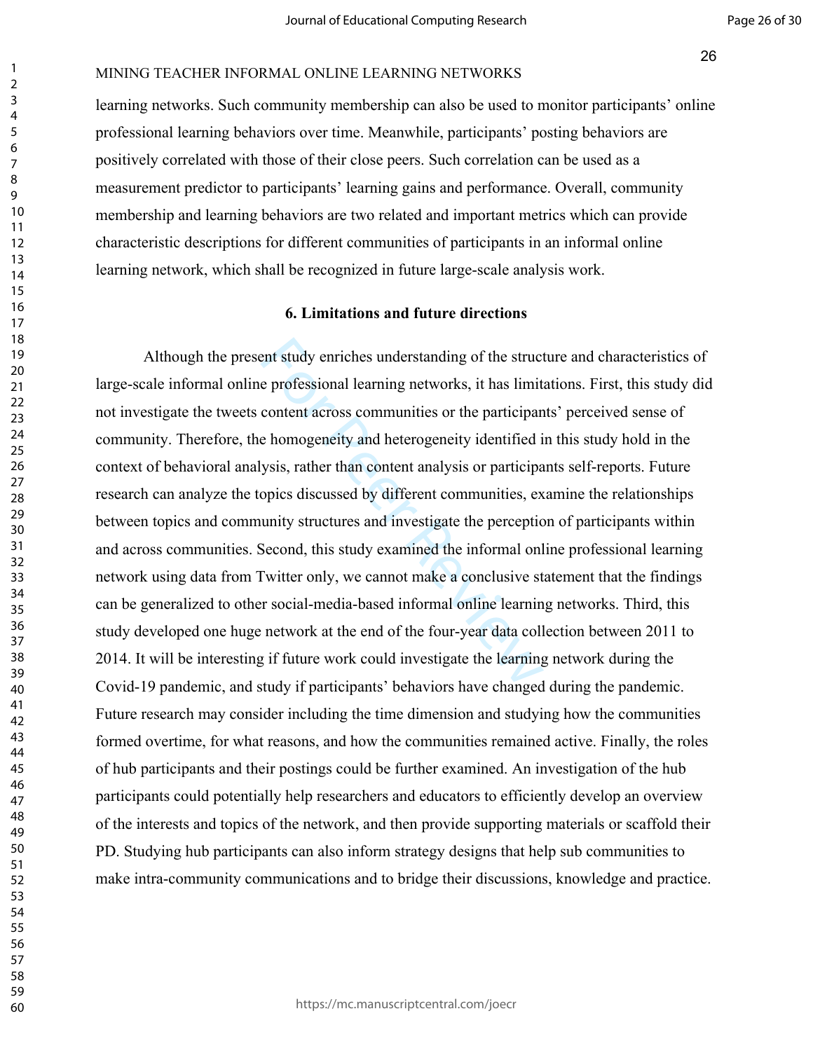learning networks. Such community membership can also be used to monitor participants' online professional learning behaviors over time. Meanwhile, participants' posting behaviors are positively correlated with those of their close peers. Such correlation can be used as a measurement predictor to participants' learning gains and performance. Overall, community membership and learning behaviors are two related and important metrics which can provide characteristic descriptions for different communities of participants in an informal online learning network, which shall be recognized in future large-scale analysis work.

## 6. Limitations and future directions

Although the present study enriches understanding of the structure and characteristics of large-scale informal online professional learning networks, it has limitations. First, this study did not investigate the tweets content across communities or the participants' perceived sense of community. Therefore, the homogeneity and heterogeneity identified in this study hold in the context of behavioral analysis, rather than content analysis or participants self-reports. Future research can analyze the topics discussed by different communities, examine the relationships between topics and community structures and investigate the perception of participants within and across communities. Second, this study examined the informal online professional learning network using data from Twitter only, we cannot make a conclusive statement that the findings can be generalized to other social-media-based informal online learning networks. Third, this study developed one huge network at the end of the four-year data collection between 2011 to 2014. It will be interesting if future work could investigate the learning network during the Covid-19 pandemic, and study if participants' behaviors have changed during the pandemic. Future research may consider including the time dimension and studying how the communities formed overtime, for what reasons, and how the communities remained active. Finally, the roles of hub participants and their postings could be further examined. An investigation of the hub participants could potentially help researchers and educators to efficiently develop an overview of the interests and topics of the network, and then provide supporting materials or scaffold their PD. Studying hub participants can also inform strategy designs that help sub communities to make intra-community communications and to bridge their discussions, knowledge and practice.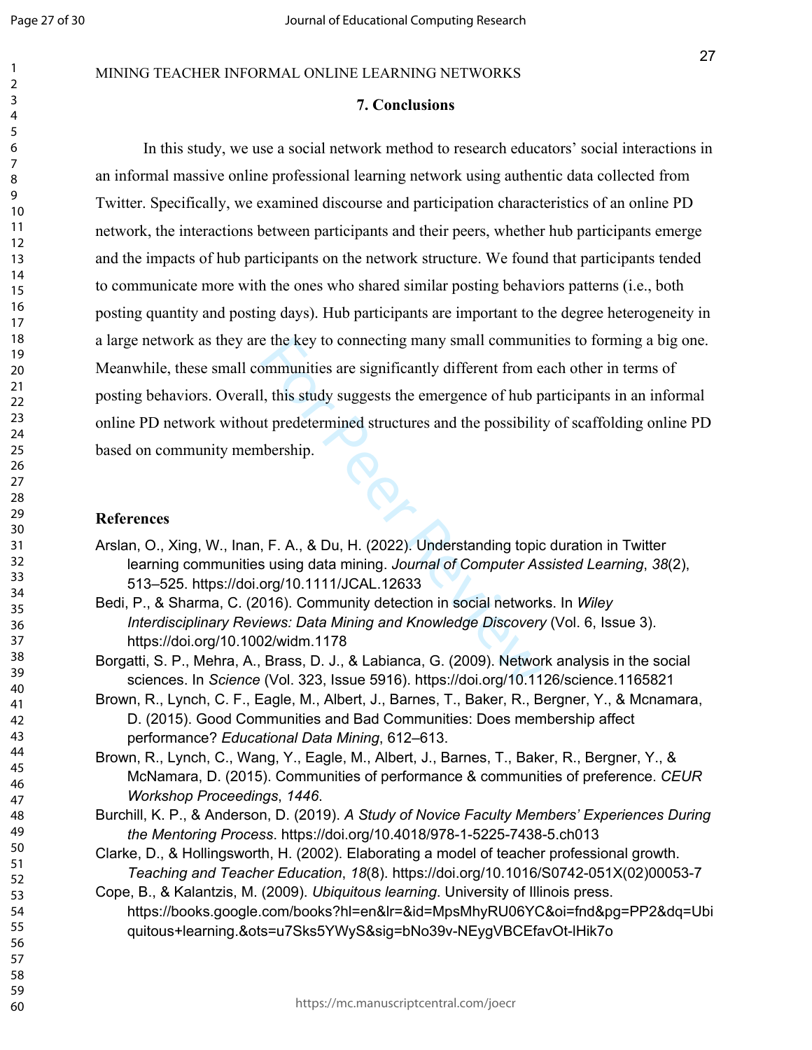## 7. Conclusions

In this study, we use a social network method to research educators' social interactions in an informal massive online professional learning network using authentic data collected from Twitter. Specifically, we examined discourse and participation characteristics of an online PD network, the interactions between participants and their peers, whether hub participants emerge and the impacts of hub participants on the network structure. We found that participants tended to communicate more with the ones who shared similar posting behaviors patterns (i.e., both posting quantity and posting days). Hub participants are important to the degree heterogeneity in a large network as they are the key to connecting many small communities to forming a big one. Meanwhile, these small communities are significantly different from each other in terms of posting behaviors. Overall, this study suggests the emergence of hub participants in an informal online PD network without predetermined structures and the possibility of scaffolding online PD based on community membership.

## References

Arslan, O., Xing, W., Inan, F. A., & Du, H. (2022). Understanding topic duration in Twitter learning communities using data mining. *Journal of Computer Assisted Learning*, *38*(2), 513–525. https://doi.org/10.1111/JCAL.12633

Bedi, P., & Sharma, C. (2016). Community detection in social networks. In *Wiley Interdisciplinary Reviews: Data Mining and Knowledge Discovery* (Vol. 6, Issue 3). https://doi.org/10.1002/widm.1178

Borgatti, S. P., Mehra, A., Brass, D. J., & Labianca, G. (2009). Network analysis in the social sciences. In *Science* (Vol. 323, Issue 5916). https://doi.org/10.1126/science.1165821

Brown, R., Lynch, C. F., Eagle, M., Albert, J., Barnes, T., Baker, R., Bergner, Y., & Mcnamara, D. (2015). Good Communities and Bad Communities: Does membership affect performance? *Educational Data Mining*, 612–613.

Brown, R., Lynch, C., Wang, Y., Eagle, M., Albert, J., Barnes, T., Baker, R., Bergner, Y., & McNamara, D. (2015). Communities of performance & communities of preference. *CEUR Workshop Proceedings*, *1446*.

Burchill, K. P., & Anderson, D. (2019). *A Study of Novice Faculty Members' Experiences During the Mentoring Process*. https://doi.org/10.4018/978-1-5225-7438-5.ch013

Clarke, D., & Hollingsworth, H. (2002). Elaborating a model of teacher professional growth. *Teaching and Teacher Education*, *18*(8). https://doi.org/10.1016/S0742-051X(02)00053-7

Cope, B., & Kalantzis, M. (2009). *Ubiquitous learning*. University of Illinois press. https://books.google.com/books?hl=en&lr=&id=MpsMhyRU06YC&oi=fnd&pg=PP2&dq=Ubiquitous+learning.&ots=u7Sks5YWyS&sig=bNo39v-NEygVBCEfavOt-lHik7o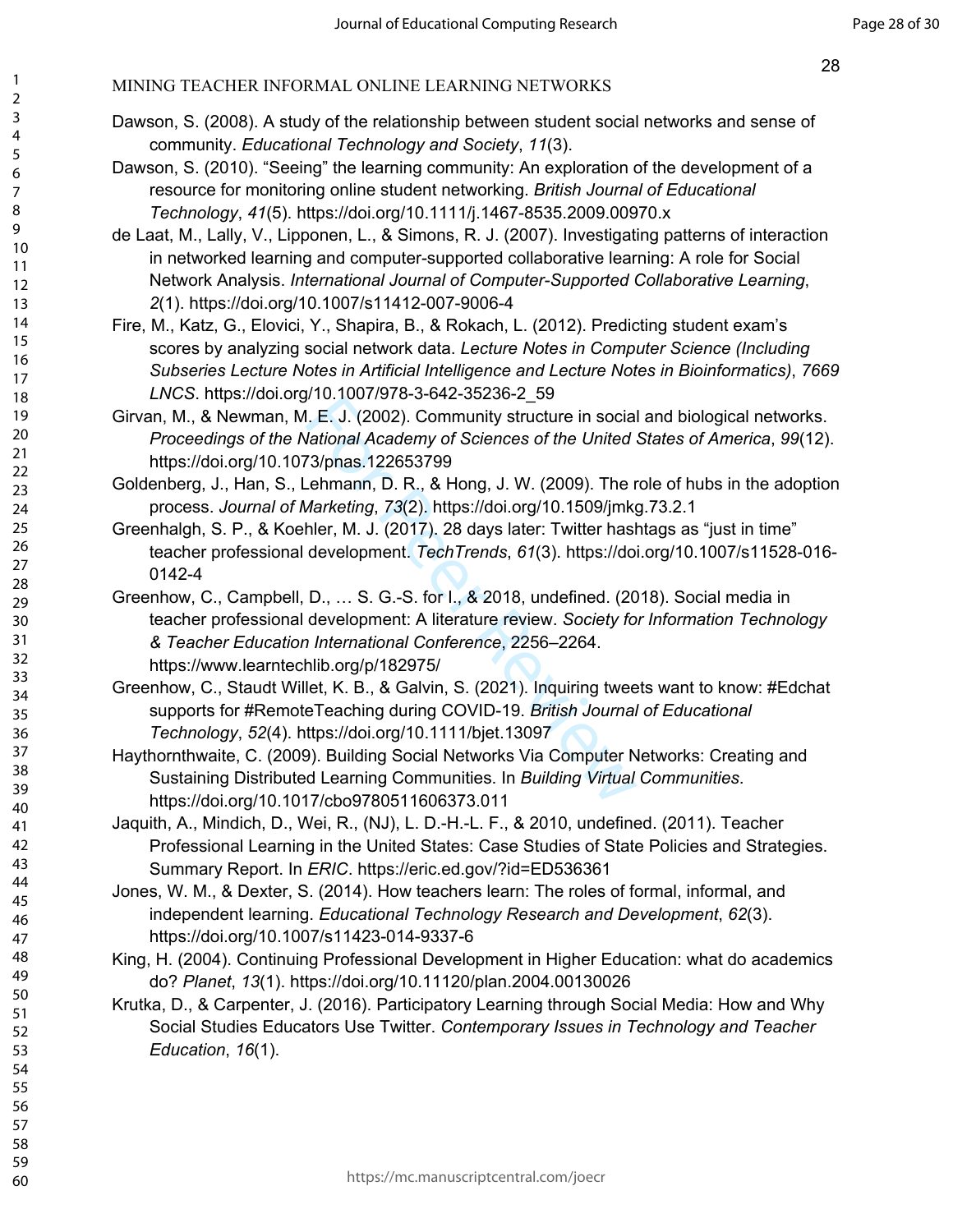Dawson, S. (2008). A study of the relationship between student social networks and sense of community. *Educational Technology and Society*, *11*(3).

Dawson, S. (2010). "Seeing" the learning community: An exploration of the development of a resource for monitoring online student networking. *British Journal of Educational Technology*, *41*(5). https://doi.org/10.1111/j.1467-8535.2009.00970.x

de Laat, M., Lally, V., Lipponen, L., & Simons, R. J. (2007). Investigating patterns of interaction in networked learning and computer-supported collaborative learning: A role for Social Network Analysis. *International Journal of Computer-Supported Collaborative Learning*, *2*(1). https://doi.org/10.1007/s11412-007-9006-4

Fire, M., Katz, G., Elovici, Y., Shapira, B., & Rokach, L. (2012). Predicting student exam's scores by analyzing social network data. *Lecture Notes in Computer Science (Including Subseries Lecture Notes in Artificial Intelligence and Lecture Notes in Bioinformatics)*, *7669 LNCS*. https://doi.org/10.1007/978-3-642-35236-2_59

Girvan, M., & Newman, M. E. J. (2002). Community structure in social and biological networks. *Proceedings of the National Academy of Sciences of the United States of America*, *99*(12). https://doi.org/10.1073/pnas.122653799

Goldenberg, J., Han, S., Lehmann, D. R., & Hong, J. W. (2009). The role of hubs in the adoption process. *Journal of Marketing*, *73*(2). https://doi.org/10.1509/jmkg.73.2.1

Greenhalgh, S. P., & Koehler, M. J. (2017). 28 days later: Twitter hashtags as "just in time" teacher professional development. *TechTrends*, *61*(3). https://doi.org/10.1007/s11528-016-0142-4

Greenhow, C., Campbell, D., … S. G.-S. for I., & 2018, undefined. (2018). Social media in teacher professional development: A literature review. *Society for Information Technology & Teacher Education International Conference*, 2256–2264. https://www.learntechlib.org/p/182975/

Greenhow, C., Staudt Willet, K. B., & Galvin, S. (2021). Inquiring tweets want to know: #Edchat supports for #RemoteTeaching during COVID-19. *British Journal of Educational Technology*, *52*(4). https://doi.org/10.1111/bjet.13097

Haythornthwaite, C. (2009). Building Social Networks Via Computer Networks: Creating and Sustaining Distributed Learning Communities. In *Building Virtual Communities*. https://doi.org/10.1017/cbo9780511606373.011

Jaquith, A., Mindich, D., Wei, R., (NJ), L. D.-H.-L. F., & 2010, undefined. (2011). Teacher Professional Learning in the United States: Case Studies of State Policies and Strategies. Summary Report. In *ERIC*. https://eric.ed.gov/?id=ED536361

Jones, W. M., & Dexter, S. (2014). How teachers learn: The roles of formal, informal, and independent learning. *Educational Technology Research and Development*, *62*(3). https://doi.org/10.1007/s11423-014-9337-6

King, H. (2004). Continuing Professional Development in Higher Education: what do academics do? *Planet*, *13*(1). https://doi.org/10.11120/plan.2004.00130026

Krutka, D., & Carpenter, J. (2016). Participatory Learning through Social Media: How and Why Social Studies Educators Use Twitter. *Contemporary Issues in Technology and Teacher Education*, *16*(1).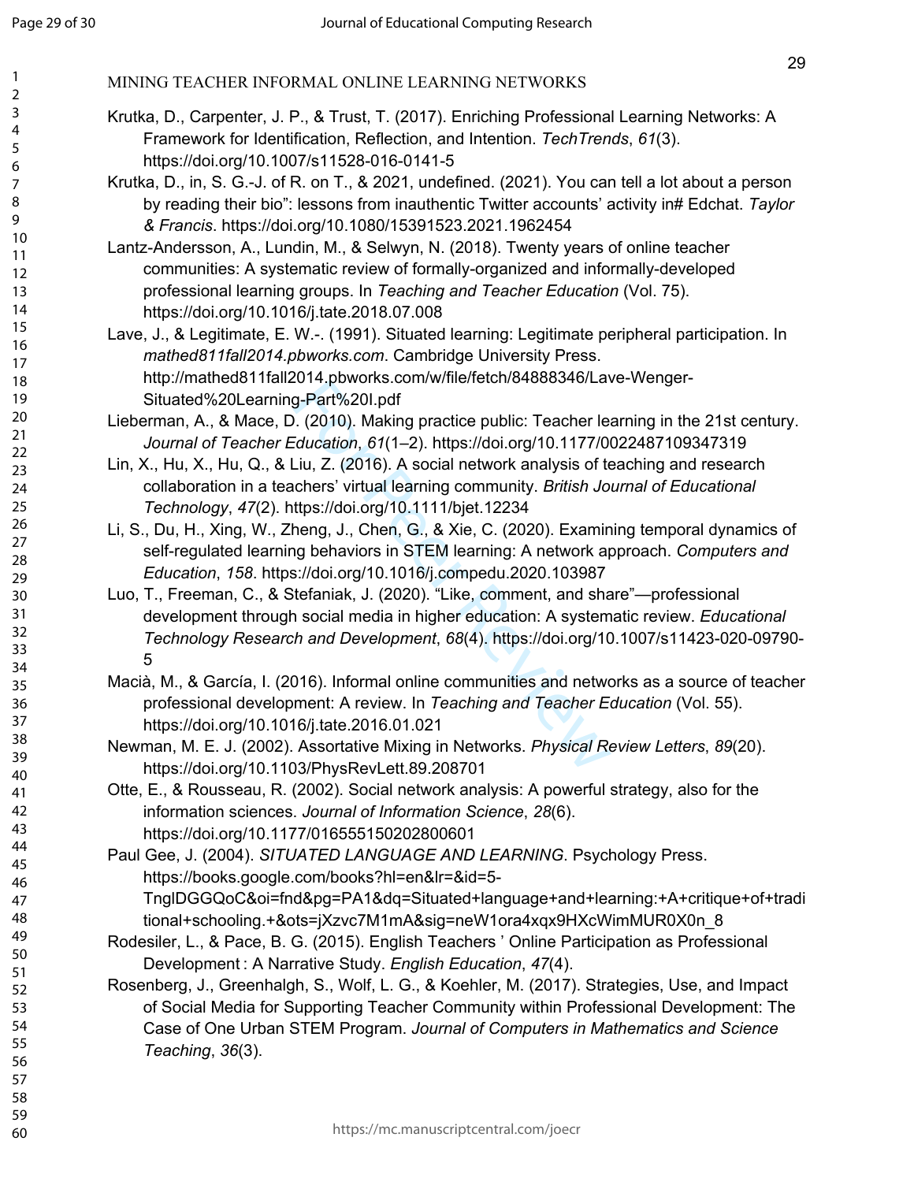Krutka, D., Carpenter, J. P., & Trust, T. (2017). Enriching Professional Learning Networks: A Framework for Identification, Reflection, and Intention. *TechTrends*, *61*(3). https://doi.org/10.1007/s11528-016-0141-5

Krutka, D., in, S. G.-J. of R. on T., & 2021, undefined. (2021). You can tell a lot about a person by reading their bio": lessons from inauthentic Twitter accounts' activity in# Edchat. *Taylor & Francis*. https://doi.org/10.1080/15391523.2021.1962454

Lantz-Andersson, A., Lundin, M., & Selwyn, N. (2018). Twenty years of online teacher communities: A systematic review of formally-organized and informally-developed professional learning groups. In *Teaching and Teacher Education* (Vol. 75). https://doi.org/10.1016/j.tate.2018.07.008

Lave, J., & Legitimate, E. W.-. (1991). Situated learning: Legitimate peripheral participation. In *mathed811fall2014.pbworks.com*. Cambridge University Press. http://mathed811fall2014.pbworks.com/w/file/fetch/84888346/Lave-Wenger-Situated%20Learning-Part%20I.pdf

Lieberman, A., & Mace, D. (2010). Making practice public: Teacher learning in the 21st century. *Journal of Teacher Education*, *61*(1–2). https://doi.org/10.1177/0022487109347319

Lin, X., Hu, X., Hu, Q., & Liu, Z. (2016). A social network analysis of teaching and research collaboration in a teachers' virtual learning community. *British Journal of Educational Technology*, *47*(2). https://doi.org/10.1111/bjet.12234

Li, S., Du, H., Xing, W., Zheng, J., Chen, G., & Xie, C. (2020). Examining temporal dynamics of self-regulated learning behaviors in STEM learning: A network approach. *Computers and Education*, *158*. https://doi.org/10.1016/j.compedu.2020.103987

Luo, T., Freeman, C., & Stefaniak, J. (2020). "Like, comment, and share"—professional development through social media in higher education: A systematic review. *Educational Technology Research and Development*, *68*(4). https://doi.org/10.1007/s11423-020-09790-5

Macià, M., & García, I. (2016). Informal online communities and networks as a source of teacher professional development: A review. In *Teaching and Teacher Education* (Vol. 55). https://doi.org/10.1016/j.tate.2016.01.021

Newman, M. E. J. (2002). Assortative Mixing in Networks. *Physical Review Letters*, *89*(20). https://doi.org/10.1103/PhysRevLett.89.208701

Otte, E., & Rousseau, R. (2002). Social network analysis: A powerful strategy, also for the information sciences. *Journal of Information Science*, *28*(6). https://doi.org/10.1177/016555150202800601

Paul Gee, J. (2004). *SITUATED LANGUAGE AND LEARNING*. Psychology Press. https://books.google.com/books?hl=en&lr=&id=5-TnglDGGQoC&oi=fnd&pg=PA1&dq=Situated+language+and+learning:+A+critique+of+traditional+schooling.+&ots=jXzvc7M1mA&sig=neW1ora4xqx9HXcWimMUR0X0n_8

Rodesiler, L., & Pace, B. G. (2015). English Teachers ' Online Participation as Professional Development : A Narrative Study. *English Education*, *47*(4).

Rosenberg, J., Greenhalgh, S., Wolf, L. G., & Koehler, M. (2017). Strategies, Use, and Impact of Social Media for Supporting Teacher Community within Professional Development: The Case of One Urban STEM Program. *Journal of Computers in Mathematics and Science Teaching*, *36*(3).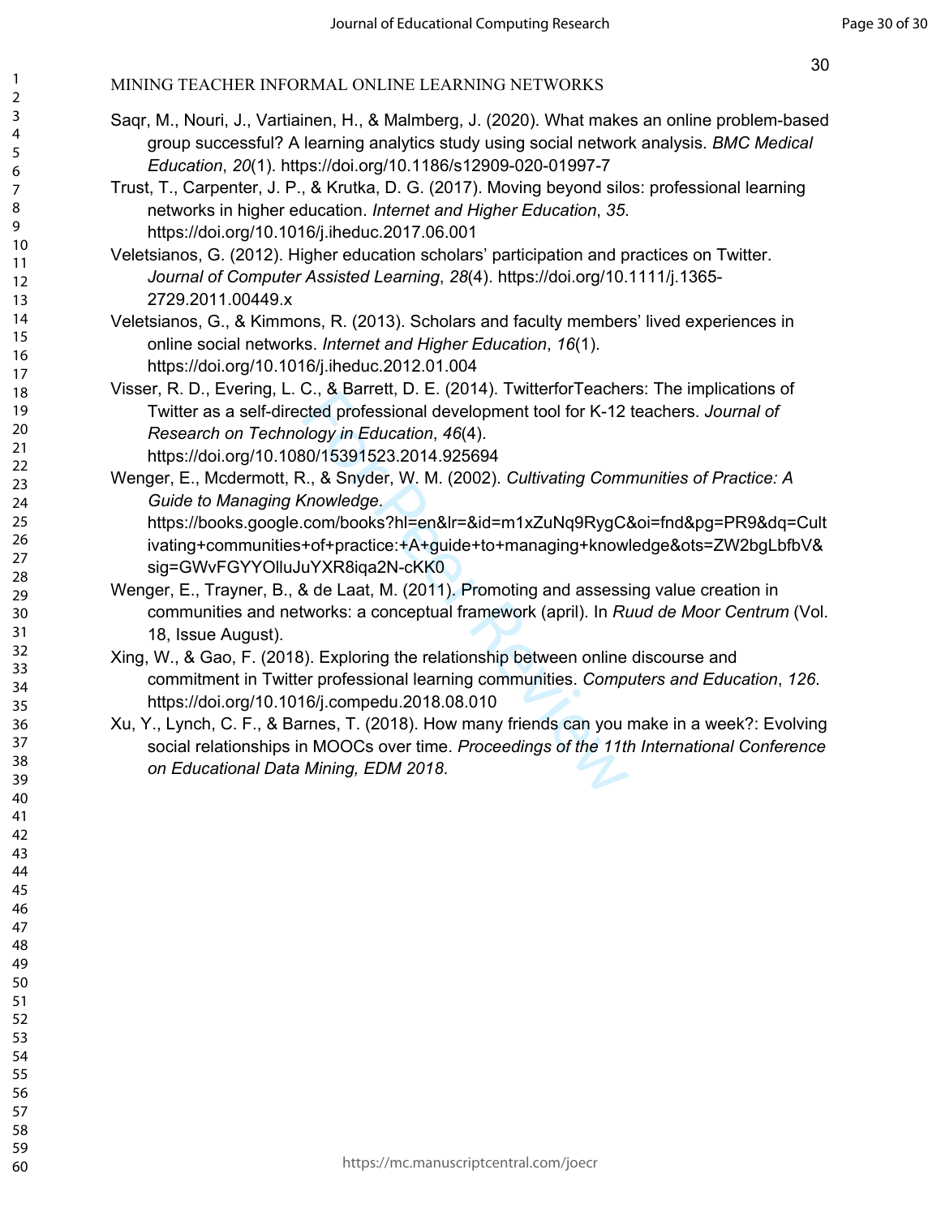Saqr, M., Nouri, J., Vartiainen, H., & Malmberg, J. (2020). What makes an online problem-based group successful? A learning analytics study using social network analysis. *BMC Medical Education*, *20*(1). https://doi.org/10.1186/s12909-020-01997-7

Trust, T., Carpenter, J. P., & Krutka, D. G. (2017). Moving beyond silos: professional learning networks in higher education. *Internet and Higher Education*, *35*. https://doi.org/10.1016/j.iheduc.2017.06.001

Veletsianos, G. (2012). Higher education scholars' participation and practices on Twitter. *Journal of Computer Assisted Learning*, *28*(4). https://doi.org/10.1111/j.1365-2729.2011.00449.x

Veletsianos, G., & Kimmons, R. (2013). Scholars and faculty members' lived experiences in online social networks. *Internet and Higher Education*, *16*(1). https://doi.org/10.1016/j.iheduc.2012.01.004

Visser, R. D., Evering, L. C., & Barrett, D. E. (2014). TwitterforTeachers: The implications of Twitter as a self-directed professional development tool for K-12 teachers. *Journal of Research on Technology in Education*, *46*(4). https://doi.org/10.1080/15391523.2014.925694

Wenger, E., Mcdermott, R., & Snyder, W. M. (2002). *Cultivating Communities of Practice: A Guide to Managing Knowledge*. https://books.google.com/books?hl=en&lr=&id=m1xZuNq9RygC&oi=fnd&pg=PR9&dq=Cultivating+communities+of+practice:+A+guide+to+managing+knowledge&ots=ZW2bgLbfbV&sig=GWvFGYYOlluJuYXR8iqa2N-cKK0

Wenger, E., Trayner, B., & de Laat, M. (2011). Promoting and assessing value creation in communities and networks: a conceptual framework (april). In *Ruud de Moor Centrum* (Vol. 18, Issue August).

Xing, W., & Gao, F. (2018). Exploring the relationship between online discourse and commitment in Twitter professional learning communities. *Computers and Education*, *126*. https://doi.org/10.1016/j.compedu.2018.08.010

Xu, Y., Lynch, C. F., & Barnes, T. (2018). How many friends can you make in a week?: Evolving social relationships in MOOCs over time. *Proceedings of the 11th International Conference on Educational Data Mining, EDM 2018*.